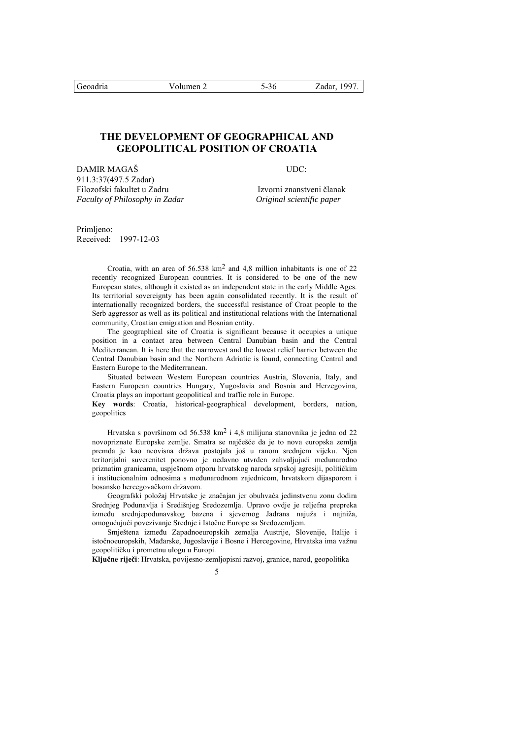# THE DEVELOPMENT OF GEOGRAPHICAL AND GEOPOLITICAL POSITION OF CROATIA

DAMIR MAGAŠ

UDC: 911.3:37(497.5 Zadar)

Filozofski fakultet u Zadru

*Faculty of Philosophy in Zadar*

Izvorni znanstveni članak

*Original scientific paper*

Primljeno:

Received: 1997-12-03

Croatia, with an area of 56.538 km$^2$ and 4,8 million inhabitants is one of 22 recently recognized European countries. It is considered to be one of the new European states, although it existed as an independent state in the early Middle Ages. Its territorial sovereignty has been again consolidated recently. It is the result of internationally recognized borders, the successful resistance of Croat people to the Serb aggressor as well as its political and institutional relations with the International community, Croatian emigration and Bosnian entity.

The geographical site of Croatia is significant because it occupies a unique position in a contact area between Central Danubian basin and the Central Mediterranean. It is here that the narrowest and the lowest relief barrier between the Central Danubian basin and the Northern Adriatic is found, connecting Central and Eastern Europe to the Mediterranean.

Situated between Western European countries Austria, Slovenia, Italy, and Eastern European countries Hungary, Yugoslavia and Bosnia and Herzegovina, Croatia plays an important geopolitical and traffic role in Europe.

**Key words**: Croatia, historical-geographical development, borders, nation, geopolitics

Hrvatska s površinom od 56.538 km$^2$ i 4,8 milijuna stanovnika je jedna od 22 novopriznate Europske zemlje. Smatra se najčešće da je to nova europska zemlja premda je kao neovisna država postojala još u ranom srednjem vijeku. Njen teritorijalni suverenitet ponovno je nedavno utvrđen zahvaljujući međunarodno priznatim granicama, uspješnom otporu hrvatskog naroda srpskoj agresiji, političkim i institucionalnim odnosima s međunarodnom zajednicom, hrvatskom dijasporom i bosansko hercegovačkom državom.

Geografski položaj Hrvatske je značajan jer obuhvaća jedinstvenu zonu dodira Srednjeg Podunavlja i Središnjeg Sredozemlja. Upravo ovdje je reljefna prepreka između srednjepodunavskog bazena i sjevernog Jadrana najuža i najniža, omogućujući povezivanje Srednje i Istočne Europe sa Sredozemljem.

Smještena između Zapadnoeuropskih zemalja Austrije, Slovenije, Italije i istočnoeuropskih, Mađarske, Jugoslavije i Bosne i Hercegovine, Hrvatska ima važnu geopolitičku i prometnu ulogu u Europi.

**Ključne riječi**: Hrvatska, povijesno-zemljopisni razvoj, granice, narod, geopolitika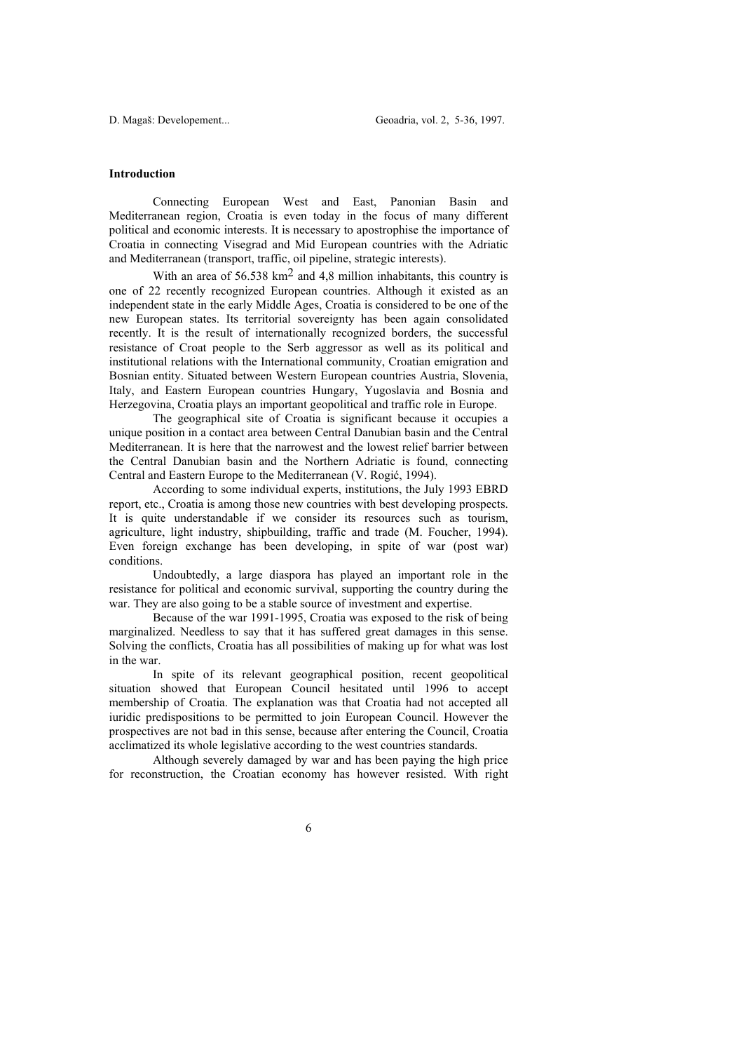## Introduction

Connecting European West and East, Panonian Basin and Mediterranean region, Croatia is even today in the focus of many different political and economic interests. It is necessary to apostrophise the importance of Croatia in connecting Visegrad and Mid European countries with the Adriatic and Mediterranean (transport, traffic, oil pipeline, strategic interests).

With an area of 56.538 $km^2$ and 4,8 million inhabitants, this country is one of 22 recently recognized European countries. Although it existed as an independent state in the early Middle Ages, Croatia is considered to be one of the new European states. Its territorial sovereignty has been again consolidated recently. It is the result of internationally recognized borders, the successful resistance of Croat people to the Serb aggressor as well as its political and institutional relations with the International community, Croatian emigration and Bosnian entity. Situated between Western European countries Austria, Slovenia, Italy, and Eastern European countries Hungary, Yugoslavia and Bosnia and Herzegovina, Croatia plays an important geopolitical and traffic role in Europe.

The geographical site of Croatia is significant because it occupies a unique position in a contact area between Central Danubian basin and the Central Mediterranean. It is here that the narrowest and the lowest relief barrier between the Central Danubian basin and the Northern Adriatic is found, connecting Central and Eastern Europe to the Mediterranean (V. Rogić, 1994).

According to some individual experts, institutions, the July 1993 EBRD report, etc., Croatia is among those new countries with best developing prospects. It is quite understandable if we consider its resources such as tourism, agriculture, light industry, shipbuilding, traffic and trade (M. Foucher, 1994). Even foreign exchange has been developing, in spite of war (post war) conditions.

Undoubtedly, a large diaspora has played an important role in the resistance for political and economic survival, supporting the country during the war. They are also going to be a stable source of investment and expertise.

Because of the war 1991-1995, Croatia was exposed to the risk of being marginalized. Needless to say that it has suffered great damages in this sense. Solving the conflicts, Croatia has all possibilities of making up for what was lost in the war.

In spite of its relevant geographical position, recent geopolitical situation showed that European Council hesitated until 1996 to accept membership of Croatia. The explanation was that Croatia had not accepted all iuridic predispositions to be permitted to join European Council. However the prospectives are not bad in this sense, because after entering the Council, Croatia acclimatized its whole legislative according to the west countries standards.

Although severely damaged by war and has been paying the high price for reconstruction, the Croatian economy has however resisted. With right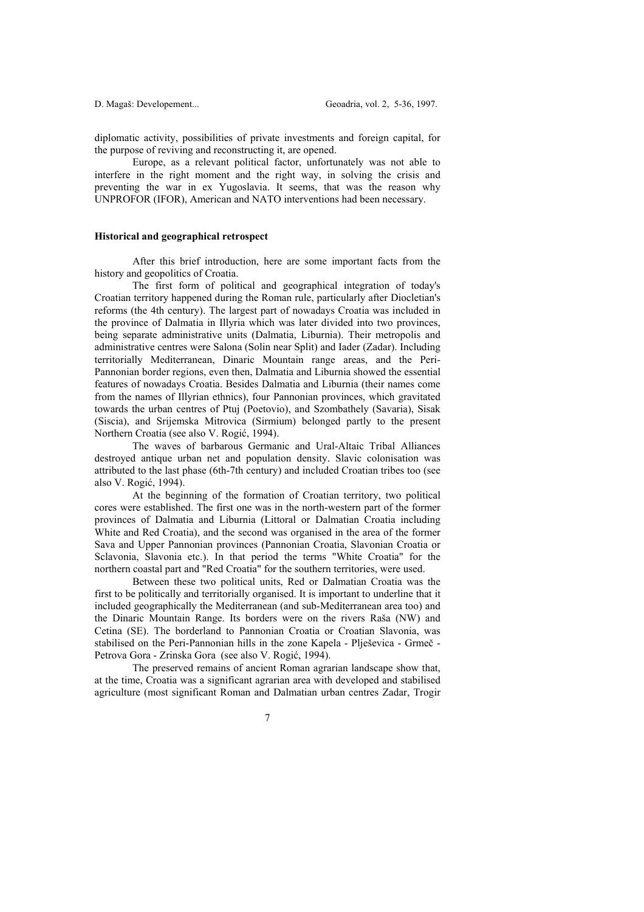diplomatic activity, possibilities of private investments and foreign capital, for the purpose of reviving and reconstructing it, are opened.

Europe, as a relevant political factor, unfortunately was not able to interfere in the right moment and the right way, in solving the crisis and preventing the war in ex Yugoslavia. It seems, that was the reason why UNPROFOR (IFOR), American and NATO interventions had been necessary.

## Historical and geographical retrospect

After this brief introduction, here are some important facts from the history and geopolitics of Croatia.

The first form of political and geographical integration of today's Croatian territory happened during the Roman rule, particularly after Diocletian's reforms (the 4th century). The largest part of nowadays Croatia was included in the province of Dalmatia in Illyria which was later divided into two provinces, being separate administrative units (Dalmatia, Liburnia). Their metropolis and administrative centres were Salona (Solin near Split) and Iader (Zadar). Including territorially Mediterranean, Dinaric Mountain range areas, and the Peri-Pannonian border regions, even then, Dalmatia and Liburnia showed the essential features of nowadays Croatia. Besides Dalmatia and Liburnia (their names come from the names of Illyrian ethnics), four Pannonian provinces, which gravitated towards the urban centres of Ptuj (Poetovio), and Szombathely (Savaria), Sisak (Siscia), and Srijemska Mitrovica (Sirmium) belonged partly to the present Northern Croatia (see also V. Rogić, 1994).

The waves of barbarous Germanic and Ural-Altaic Tribal Alliances destroyed antique urban net and population density. Slavic colonisation was attributed to the last phase (6th-7th century) and included Croatian tribes too (see also V. Rogić, 1994).

At the beginning of the formation of Croatian territory, two political cores were established. The first one was in the north-western part of the former provinces of Dalmatia and Liburnia (Littoral or Dalmatian Croatia including White and Red Croatia), and the second was organised in the area of the former Sava and Upper Pannonian provinces (Pannonian Croatia, Slavonian Croatia or Sclavonia, Slavonia etc.). In that period the terms "White Croatia" for the northern coastal part and "Red Croatia" for the southern territories, were used.

Between these two political units, Red or Dalmatian Croatia was the first to be politically and territorially organised. It is important to underline that it included geographically the Mediterranean (and sub-Mediterranean area too) and the Dinaric Mountain Range. Its borders were on the rivers Raša (NW) and Cetina (SE). The borderland to Pannonian Croatia or Croatian Slavonia, was stabilised on the Peri-Pannonian hills in the zone Kapela - Plješevica - Grmeč - Petrova Gora - Zrinska Gora (see also V. Rogić, 1994).

The preserved remains of ancient Roman agrarian landscape show that, at the time, Croatia was a significant agrarian area with developed and stabilised agriculture (most significant Roman and Dalmatian urban centres Zadar, Trogir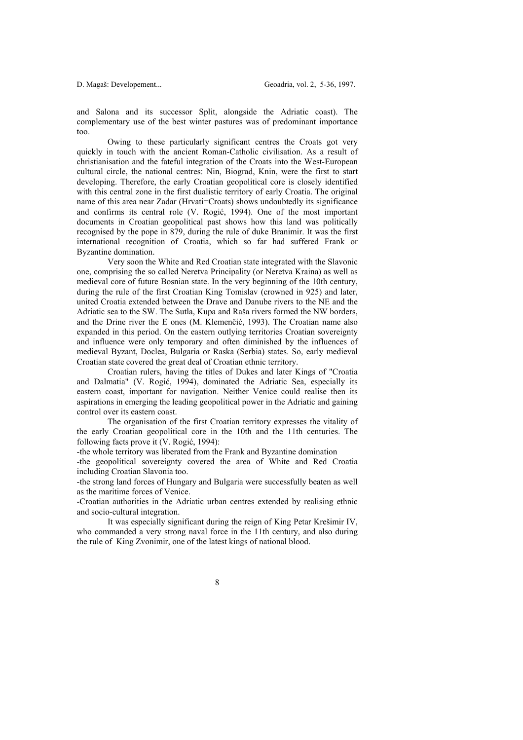and Salona and its successor Split, alongside the Adriatic coast). The complementary use of the best winter pastures was of predominant importance too.

Owing to these particularly significant centres the Croats got very quickly in touch with the ancient Roman-Catholic civilisation. As a result of christianisation and the fateful integration of the Croats into the West-European cultural circle, the national centres: Nin, Biograd, Knin, were the first to start developing. Therefore, the early Croatian geopolitical core is closely identified with this central zone in the first dualistic territory of early Croatia. The original name of this area near Zadar (Hrvati=Croats) shows undoubtedly its significance and confirms its central role (V. Rogić, 1994). One of the most important documents in Croatian geopolitical past shows how this land was politically recognised by the pope in 879, during the rule of duke Branimir. It was the first international recognition of Croatia, which so far had suffered Frank or Byzantine domination.

Very soon the White and Red Croatian state integrated with the Slavonic one, comprising the so called Neretva Principality (or Neretva Kraina) as well as medieval core of future Bosnian state. In the very beginning of the 10th century, during the rule of the first Croatian King Tomislav (crowned in 925) and later, united Croatia extended between the Drave and Danube rivers to the NE and the Adriatic sea to the SW. The Sutla, Kupa and Raša rivers formed the NW borders, and the Drine river the E ones (M. Klemenčić, 1993). The Croatian name also expanded in this period. On the eastern outlying territories Croatian sovereignty and influence were only temporary and often diminished by the influences of medieval Byzant, Doclea, Bulgaria or Raska (Serbia) states. So, early medieval Croatian state covered the great deal of Croatian ethnic territory.

Croatian rulers, having the titles of Dukes and later Kings of "Croatia and Dalmatia" (V. Rogić, 1994), dominated the Adriatic Sea, especially its eastern coast, important for navigation. Neither Venice could realise then its aspirations in emerging the leading geopolitical power in the Adriatic and gaining control over its eastern coast.

The organisation of the first Croatian territory expresses the vitality of the early Croatian geopolitical core in the 10th and the 11th centuries. The following facts prove it (V. Rogić, 1994):

- the whole territory was liberated from the Frank and Byzantine domination
- the geopolitical sovereignty covered the area of White and Red Croatia including Croatian Slavonia too.
- the strong land forces of Hungary and Bulgaria were successfully beaten as well as the maritime forces of Venice.
- Croatian authorities in the Adriatic urban centres extended by realising ethnic and socio-cultural integration.

It was especially significant during the reign of King Petar Krešimir IV, who commanded a very strong naval force in the 11th century, and also during the rule of King Zvonimir, one of the latest kings of national blood.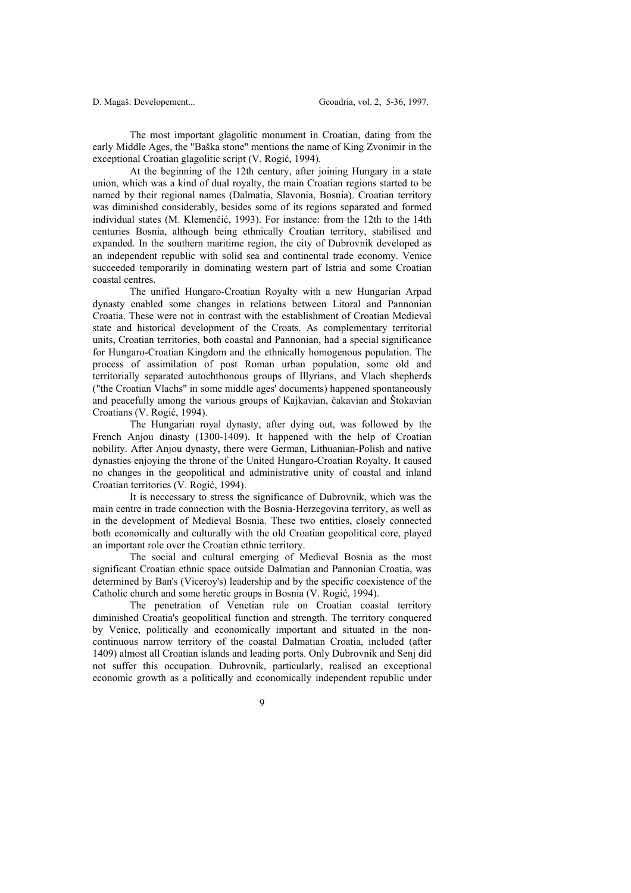The most important glagolitic monument in Croatian, dating from the early Middle Ages, the "Baška stone" mentions the name of King Zvonimir in the exceptional Croatian glagolitic script (V. Rogić, 1994).

At the beginning of the 12th century, after joining Hungary in a state union, which was a kind of dual royalty, the main Croatian regions started to be named by their regional names (Dalmatia, Slavonia, Bosnia). Croatian territory was diminished considerably, besides some of its regions separated and formed individual states (M. Klemenčić, 1993). For instance: from the 12th to the 14th centuries Bosnia, although being ethnically Croatian territory, stabilised and expanded. In the southern maritime region, the city of Dubrovnik developed as an independent republic with solid sea and continental trade economy. Venice succeeded temporarily in dominating western part of Istria and some Croatian coastal centres.

The unified Hungaro-Croatian Royalty with a new Hungarian Arpad dynasty enabled some changes in relations between Litoral and Pannonian Croatia. These were not in contrast with the establishment of Croatian Medieval state and historical development of the Croats. As complementary territorial units, Croatian territories, both coastal and Pannonian, had a special significance for Hungaro-Croatian Kingdom and the ethnically homogenous population. The process of assimilation of post Roman urban population, some old and territorially separated autochthonous groups of Illyrians, and Vlach shepherds ("the Croatian Vlachs" in some middle ages' documents) happened spontaneously and peacefully among the various groups of Kajkavian, čakavian and Štokavian Croatians (V. Rogić, 1994).

The Hungarian royal dynasty, after dying out, was followed by the French Anjou dinasty (1300-1409). It happened with the help of Croatian nobility. After Anjou dynasty, there were German, Lithuanian-Polish and native dynasties enjoying the throne of the United Hungaro-Croatian Royalty. It caused no changes in the geopolitical and administrative unity of coastal and inland Croatian territories (V. Rogić, 1994).

It is neccessary to stress the significance of Dubrovnik, which was the main centre in trade connection with the Bosnia-Herzegovina territory, as well as in the development of Medieval Bosnia. These two entities, closely connected both economically and culturally with the old Croatian geopolitical core, played an important role over the Croatian ethnic territory.

The social and cultural emerging of Medieval Bosnia as the most significant Croatian ethnic space outside Dalmatian and Pannonian Croatia, was determined by Ban's (Viceroy's) leadership and by the specific coexistence of the Catholic church and some heretic groups in Bosnia (V. Rogić, 1994).

The penetration of Venetian rule on Croatian coastal territory diminished Croatia's geopolitical function and strength. The territory conquered by Venice, politically and economically important and situated in the non-continuous narrow territory of the coastal Dalmatian Croatia, included (after 1409) almost all Croatian islands and leading ports. Only Dubrovnik and Senj did not suffer this occupation. Dubrovnik, particularly, realised an exceptional economic growth as a politically and economically independent republic under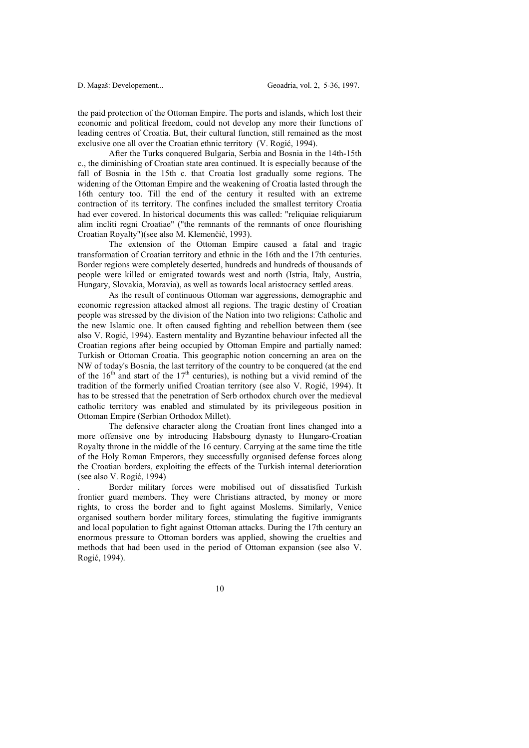the paid protection of the Ottoman Empire. The ports and islands, which lost their economic and political freedom, could not develop any more their functions of leading centres of Croatia. But, their cultural function, still remained as the most exclusive one all over the Croatian ethnic territory (V. Rogić, 1994).

After the Turks conquered Bulgaria, Serbia and Bosnia in the 14th-15th c., the diminishing of Croatian state area continued. It is especially because of the fall of Bosnia in the 15th c. that Croatia lost gradually some regions. The widening of the Ottoman Empire and the weakening of Croatia lasted through the 16th century too. Till the end of the century it resulted with an extreme contraction of its territory. The confines included the smallest territory Croatia had ever covered. In historical documents this was called: "reliquiae reliquiarum alim incliti regni Croatiae" ("the remnants of the remnants of once flourishing Croatian Royalty")(see also M. Klemenčić, 1993).

The extension of the Ottoman Empire caused a fatal and tragic transformation of Croatian territory and ethnic in the 16th and the 17th centuries. Border regions were completely deserted, hundreds and hundreds of thousands of people were killed or emigrated towards west and north (Istria, Italy, Austria, Hungary, Slovakia, Moravia), as well as towards local aristocracy settled areas.

As the result of continuous Ottoman war aggressions, demographic and economic regression attacked almost all regions. The tragic destiny of Croatian people was stressed by the division of the Nation into two religions: Catholic and the new Islamic one. It often caused fighting and rebellion between them (see also V. Rogić, 1994). Eastern mentality and Byzantine behaviour infected all the Croatian regions after being occupied by Ottoman Empire and partially named: Turkish or Ottoman Croatia. This geographic notion concerning an area on the NW of today's Bosnia, the last territory of the country to be conquered (at the end of the 16th and start of the 17th centuries), is nothing but a vivid remind of the tradition of the formerly unified Croatian territory (see also V. Rogić, 1994). It has to be stressed that the penetration of Serb orthodox church over the medieval catholic territory was enabled and stimulated by its privilegeous position in Ottoman Empire (Serbian Orthodox Millet).

The defensive character along the Croatian front lines changed into a more offensive one by introducing Habsbourg dynasty to Hungaro-Croatian Royalty throne in the middle of the 16 century. Carrying at the same time the title of the Holy Roman Emperors, they successfully organised defense forces along the Croatian borders, exploiting the effects of the Turkish internal deterioration (see also V. Rogić, 1994)

. Border military forces were mobilised out of dissatisfied Turkish frontier guard members. They were Christians attracted, by money or more rights, to cross the border and to fight against Moslems. Similarly, Venice organised southern border military forces, stimulating the fugitive immigrants and local population to fight against Ottoman attacks. During the 17th century an enormous pressure to Ottoman borders was applied, showing the cruelties and methods that had been used in the period of Ottoman expansion (see also V. Rogić, 1994).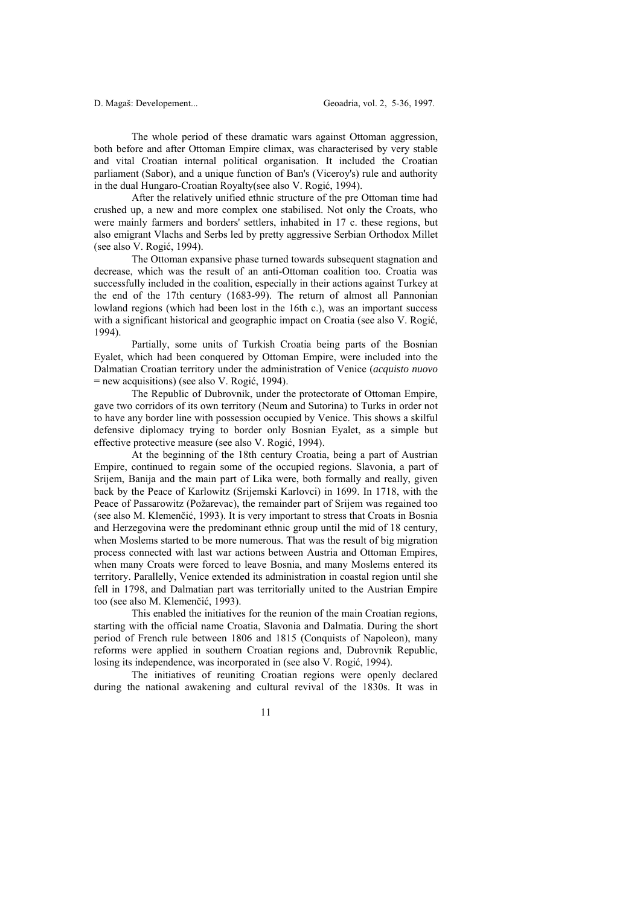The whole period of these dramatic wars against Ottoman aggression, both before and after Ottoman Empire climax, was characterised by very stable and vital Croatian internal political organisation. It included the Croatian parliament (Sabor), and a unique function of Ban's (Viceroy's) rule and authority in the dual Hungaro-Croatian Royalty(see also V. Rogić, 1994).

After the relatively unified ethnic structure of the pre Ottoman time had crushed up, a new and more complex one stabilised. Not only the Croats, who were mainly farmers and borders' settlers, inhabited in 17 c. these regions, but also emigrant Vlachs and Serbs led by pretty aggressive Serbian Orthodox Millet (see also V. Rogić, 1994).

The Ottoman expansive phase turned towards subsequent stagnation and decrease, which was the result of an anti-Ottoman coalition too. Croatia was successfully included in the coalition, especially in their actions against Turkey at the end of the 17th century (1683-99). The return of almost all Pannonian lowland regions (which had been lost in the 16th c.), was an important success with a significant historical and geographic impact on Croatia (see also V. Rogić, 1994).

Partially, some units of Turkish Croatia being parts of the Bosnian Eyalet, which had been conquered by Ottoman Empire, were included into the Dalmatian Croatian territory under the administration of Venice (*acquisto nuovo* = new acquisitions) (see also V. Rogić, 1994).

The Republic of Dubrovnik, under the protectorate of Ottoman Empire, gave two corridors of its own territory (Neum and Sutorina) to Turks in order not to have any border line with possession occupied by Venice. This shows a skilful defensive diplomacy trying to border only Bosnian Eyalet, as a simple but effective protective measure (see also V. Rogić, 1994).

At the beginning of the 18th century Croatia, being a part of Austrian Empire, continued to regain some of the occupied regions. Slavonia, a part of Srijem, Banija and the main part of Lika were, both formally and really, given back by the Peace of Karlowitz (Srijemski Karlovci) in 1699. In 1718, with the Peace of Passarowitz (Požarevac), the remainder part of Srijem was regained too (see also M. Klemenčić, 1993). It is very important to stress that Croats in Bosnia and Herzegovina were the predominant ethnic group until the mid of 18 century, when Moslems started to be more numerous. That was the result of big migration process connected with last war actions between Austria and Ottoman Empires, when many Croats were forced to leave Bosnia, and many Moslems entered its territory. Parallelly, Venice extended its administration in coastal region until she fell in 1798, and Dalmatian part was territorially united to the Austrian Empire too (see also M. Klemenčić, 1993).

This enabled the initiatives for the reunion of the main Croatian regions, starting with the official name Croatia, Slavonia and Dalmatia. During the short period of French rule between 1806 and 1815 (Conquists of Napoleon), many reforms were applied in southern Croatian regions and, Dubrovnik Republic, losing its independence, was incorporated in (see also V. Rogić, 1994).

The initiatives of reuniting Croatian regions were openly declared during the national awakening and cultural revival of the 1830s. It was in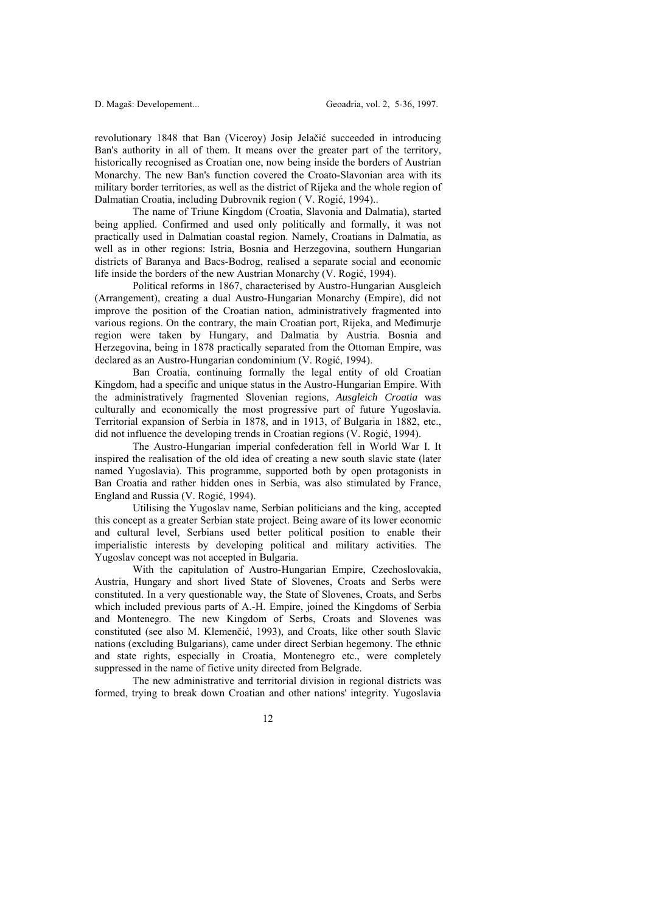revolutionary 1848 that Ban (Viceroy) Josip Jelačić succeeded in introducing Ban's authority in all of them. It means over the greater part of the territory, historically recognised as Croatian one, now being inside the borders of Austrian Monarchy. The new Ban's function covered the Croato-Slavonian area with its military border territories, as well as the district of Rijeka and the whole region of Dalmatian Croatia, including Dubrovnik region ( V. Rogić, 1994)..

The name of Triune Kingdom (Croatia, Slavonia and Dalmatia), started being applied. Confirmed and used only politically and formally, it was not practically used in Dalmatian coastal region. Namely, Croatians in Dalmatia, as well as in other regions: Istria, Bosnia and Herzegovina, southern Hungarian districts of Baranya and Bacs-Bodrog, realised a separate social and economic life inside the borders of the new Austrian Monarchy (V. Rogić, 1994).

Political reforms in 1867, characterised by Austro-Hungarian Ausgleich (Arrangement), creating a dual Austro-Hungarian Monarchy (Empire), did not improve the position of the Croatian nation, administratively fragmented into various regions. On the contrary, the main Croatian port, Rijeka, and Međimurje region were taken by Hungary, and Dalmatia by Austria. Bosnia and Herzegovina, being in 1878 practically separated from the Ottoman Empire, was declared as an Austro-Hungarian condominium (V. Rogić, 1994).

Ban Croatia, continuing formally the legal entity of old Croatian Kingdom, had a specific and unique status in the Austro-Hungarian Empire. With the administratively fragmented Slovenian regions, *Ausgleich Croatia* was culturally and economically the most progressive part of future Yugoslavia. Territorial expansion of Serbia in 1878, and in 1913, of Bulgaria in 1882, etc., did not influence the developing trends in Croatian regions (V. Rogić, 1994).

The Austro-Hungarian imperial confederation fell in World War I. It inspired the realisation of the old idea of creating a new south slavic state (later named Yugoslavia). This programme, supported both by open protagonists in Ban Croatia and rather hidden ones in Serbia, was also stimulated by France, England and Russia (V. Rogić, 1994).

Utilising the Yugoslav name, Serbian politicians and the king, accepted this concept as a greater Serbian state project. Being aware of its lower economic and cultural level, Serbians used better political position to enable their imperialistic interests by developing political and military activities. The Yugoslav concept was not accepted in Bulgaria.

With the capitulation of Austro-Hungarian Empire, Czechoslovakia, Austria, Hungary and short lived State of Slovenes, Croats and Serbs were constituted. In a very questionable way, the State of Slovenes, Croats, and Serbs which included previous parts of A.-H. Empire, joined the Kingdoms of Serbia and Montenegro. The new Kingdom of Serbs, Croats and Slovenes was constituted (see also M. Klemenčić, 1993), and Croats, like other south Slavic nations (excluding Bulgarians), came under direct Serbian hegemony. The ethnic and state rights, especially in Croatia, Montenegro etc., were completely suppressed in the name of fictive unity directed from Belgrade.

The new administrative and territorial division in regional districts was formed, trying to break down Croatian and other nations' integrity. Yugoslavia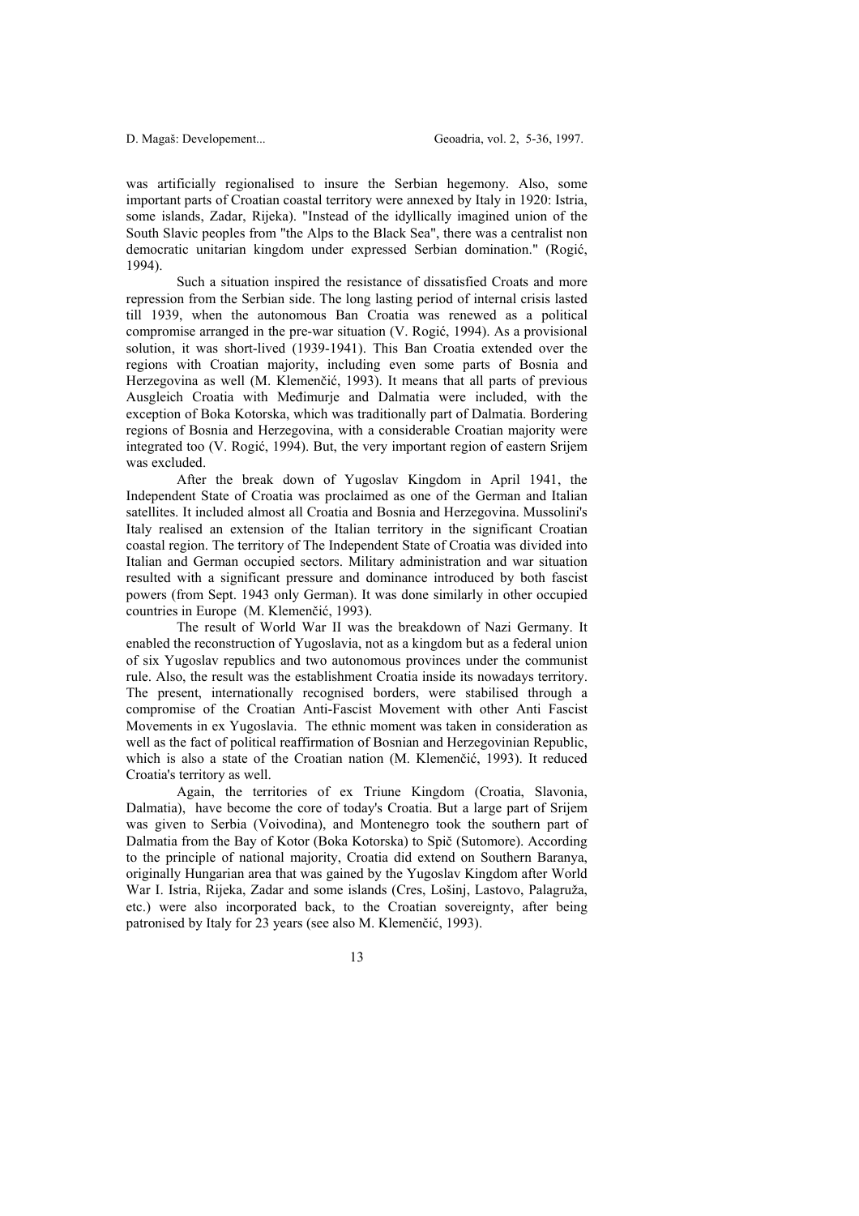was artificially regionalised to insure the Serbian hegemony. Also, some important parts of Croatian coastal territory were annexed by Italy in 1920: Istria, some islands, Zadar, Rijeka). "Instead of the idyllically imagined union of the South Slavic peoples from "the Alps to the Black Sea", there was a centralist non democratic unitarian kingdom under expressed Serbian domination." (Rogić, 1994).

Such a situation inspired the resistance of dissatisfied Croats and more repression from the Serbian side. The long lasting period of internal crisis lasted till 1939, when the autonomous Ban Croatia was renewed as a political compromise arranged in the pre-war situation (V. Rogić, 1994). As a provisional solution, it was short-lived (1939-1941). This Ban Croatia extended over the regions with Croatian majority, including even some parts of Bosnia and Herzegovina as well (M. Klemenčić, 1993). It means that all parts of previous Ausgleich Croatia with Međimurje and Dalmatia were included, with the exception of Boka Kotorska, which was traditionally part of Dalmatia. Bordering regions of Bosnia and Herzegovina, with a considerable Croatian majority were integrated too (V. Rogić, 1994). But, the very important region of eastern Srijem was excluded.

After the break down of Yugoslav Kingdom in April 1941, the Independent State of Croatia was proclaimed as one of the German and Italian satellites. It included almost all Croatia and Bosnia and Herzegovina. Mussolini's Italy realised an extension of the Italian territory in the significant Croatian coastal region. The territory of The Independent State of Croatia was divided into Italian and German occupied sectors. Military administration and war situation resulted with a significant pressure and dominance introduced by both fascist powers (from Sept. 1943 only German). It was done similarly in other occupied countries in Europe (M. Klemenčić, 1993).

The result of World War II was the breakdown of Nazi Germany. It enabled the reconstruction of Yugoslavia, not as a kingdom but as a federal union of six Yugoslav republics and two autonomous provinces under the communist rule. Also, the result was the establishment Croatia inside its nowadays territory. The present, internationally recognised borders, were stabilised through a compromise of the Croatian Anti-Fascist Movement with other Anti Fascist Movements in ex Yugoslavia. The ethnic moment was taken in consideration as well as the fact of political reaffirmation of Bosnian and Herzegovinian Republic, which is also a state of the Croatian nation (M. Klemenčić, 1993). It reduced Croatia's territory as well.

Again, the territories of ex Triune Kingdom (Croatia, Slavonia, Dalmatia), have become the core of today's Croatia. But a large part of Srijem was given to Serbia (Voivodina), and Montenegro took the southern part of Dalmatia from the Bay of Kotor (Boka Kotorska) to Spič (Sutomore). According to the principle of national majority, Croatia did extend on Southern Baranya, originally Hungarian area that was gained by the Yugoslav Kingdom after World War I. Istria, Rijeka, Zadar and some islands (Cres, Lošinj, Lastovo, Palagruža, etc.) were also incorporated back, to the Croatian sovereignty, after being patronised by Italy for 23 years (see also M. Klemenčić, 1993).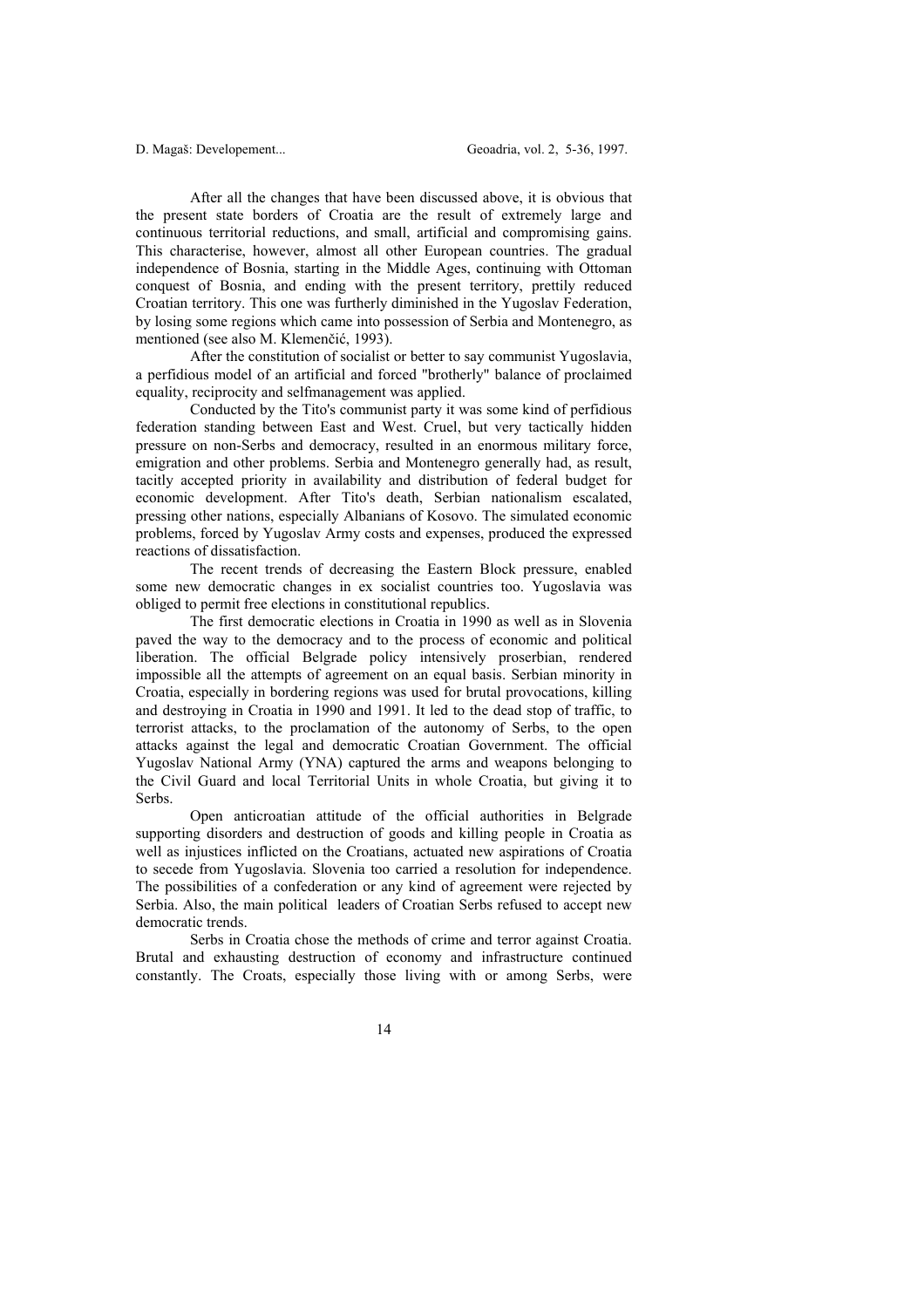After all the changes that have been discussed above, it is obvious that the present state borders of Croatia are the result of extremely large and continuous territorial reductions, and small, artificial and compromising gains. This characterise, however, almost all other European countries. The gradual independence of Bosnia, starting in the Middle Ages, continuing with Ottoman conquest of Bosnia, and ending with the present territory, prettily reduced Croatian territory. This one was furtherly diminished in the Yugoslav Federation, by losing some regions which came into possession of Serbia and Montenegro, as mentioned (see also M. Klemenčić, 1993).

After the constitution of socialist or better to say communist Yugoslavia, a perfidious model of an artificial and forced "brotherly" balance of proclaimed equality, reciprocity and selfmanagement was applied.

Conducted by the Tito's communist party it was some kind of perfidious federation standing between East and West. Cruel, but very tactically hidden pressure on non-Serbs and democracy, resulted in an enormous military force, emigration and other problems. Serbia and Montenegro generally had, as result, tacitly accepted priority in availability and distribution of federal budget for economic development. After Tito's death, Serbian nationalism escalated, pressing other nations, especially Albanians of Kosovo. The simulated economic problems, forced by Yugoslav Army costs and expenses, produced the expressed reactions of dissatisfaction.

The recent trends of decreasing the Eastern Block pressure, enabled some new democratic changes in ex socialist countries too. Yugoslavia was obliged to permit free elections in constitutional republics.

The first democratic elections in Croatia in 1990 as well as in Slovenia paved the way to the democracy and to the process of economic and political liberation. The official Belgrade policy intensively proserbian, rendered impossible all the attempts of agreement on an equal basis. Serbian minority in Croatia, especially in bordering regions was used for brutal provocations, killing and destroying in Croatia in 1990 and 1991. It led to the dead stop of traffic, to terrorist attacks, to the proclamation of the autonomy of Serbs, to the open attacks against the legal and democratic Croatian Government. The official Yugoslav National Army (YNA) captured the arms and weapons belonging to the Civil Guard and local Territorial Units in whole Croatia, but giving it to Serbs.

Open anticroatian attitude of the official authorities in Belgrade supporting disorders and destruction of goods and killing people in Croatia as well as injustices inflicted on the Croatians, actuated new aspirations of Croatia to secede from Yugoslavia. Slovenia too carried a resolution for independence. The possibilities of a confederation or any kind of agreement were rejected by Serbia. Also, the main political leaders of Croatian Serbs refused to accept new democratic trends.

Serbs in Croatia chose the methods of crime and terror against Croatia. Brutal and exhausting destruction of economy and infrastructure continued constantly. The Croats, especially those living with or among Serbs, were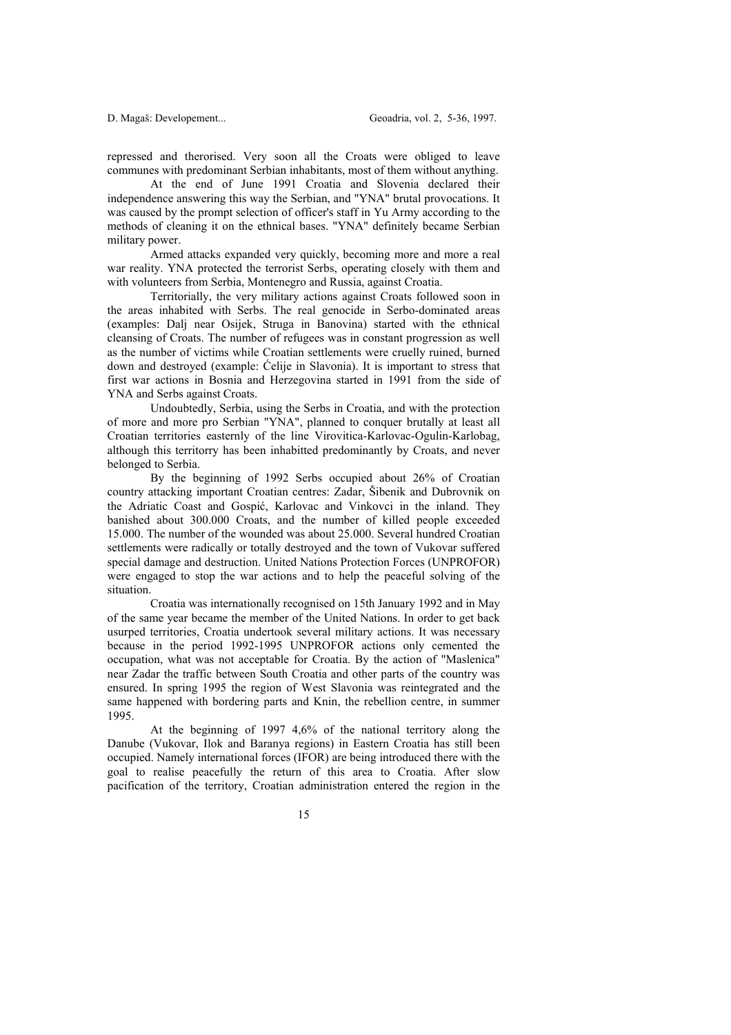repressed and therorised. Very soon all the Croats were obliged to leave communes with predominant Serbian inhabitants, most of them without anything.

At the end of June 1991 Croatia and Slovenia declared their independence answering this way the Serbian, and "YNA" brutal provocations. It was caused by the prompt selection of officer's staff in Yu Army according to the methods of cleaning it on the ethnical bases. "YNA" definitely became Serbian military power.

Armed attacks expanded very quickly, becoming more and more a real war reality. YNA protected the terrorist Serbs, operating closely with them and with volunteers from Serbia, Montenegro and Russia, against Croatia.

Territorially, the very military actions against Croats followed soon in the areas inhabited with Serbs. The real genocide in Serbo-dominated areas (examples: Dalj near Osijek, Struga in Banovina) started with the ethnical cleansing of Croats. The number of refugees was in constant progression as well as the number of victims while Croatian settlements were cruelly ruined, burned down and destroyed (example: Ćelije in Slavonia). It is important to stress that first war actions in Bosnia and Herzegovina started in 1991 from the side of YNA and Serbs against Croats.

Undoubtedly, Serbia, using the Serbs in Croatia, and with the protection of more and more pro Serbian "YNA", planned to conquer brutally at least all Croatian territories easternly of the line Virovitica-Karlovac-Ogulin-Karlobag, although this territorry has been inhabitted predominantly by Croats, and never belonged to Serbia.

By the beginning of 1992 Serbs occupied about 26% of Croatian country attacking important Croatian centres: Zadar, Šibenik and Dubrovnik on the Adriatic Coast and Gospić, Karlovac and Vinkovci in the inland. They banished about 300.000 Croats, and the number of killed people exceeded 15.000. The number of the wounded was about 25.000. Several hundred Croatian settlements were radically or totally destroyed and the town of Vukovar suffered special damage and destruction. United Nations Protection Forces (UNPROFOR) were engaged to stop the war actions and to help the peaceful solving of the situation.

Croatia was internationally recognised on 15th January 1992 and in May of the same year became the member of the United Nations. In order to get back usurped territories, Croatia undertook several military actions. It was necessary because in the period 1992-1995 UNPROFOR actions only cemented the occupation, what was not aceptable for Croatia. By the action of "Maslenica" near Zadar the traffic between South Croatia and other parts of the country was ensured. In spring 1995 the region of West Slavonia was reintegrated and the same happened with bordering parts and Knin, the rebellion centre, in summer 1995.

At the beginning of 1997 4,6% of the national territory along the Danube (Vukovar, Ilok and Baranya regions) in Eastern Croatia has still been occupied. Namely international forces (IFOR) are being introduced there with the goal to realise peacefully the return of this area to Croatia. After slow pacification of the territory, Croatian administration entered the region in the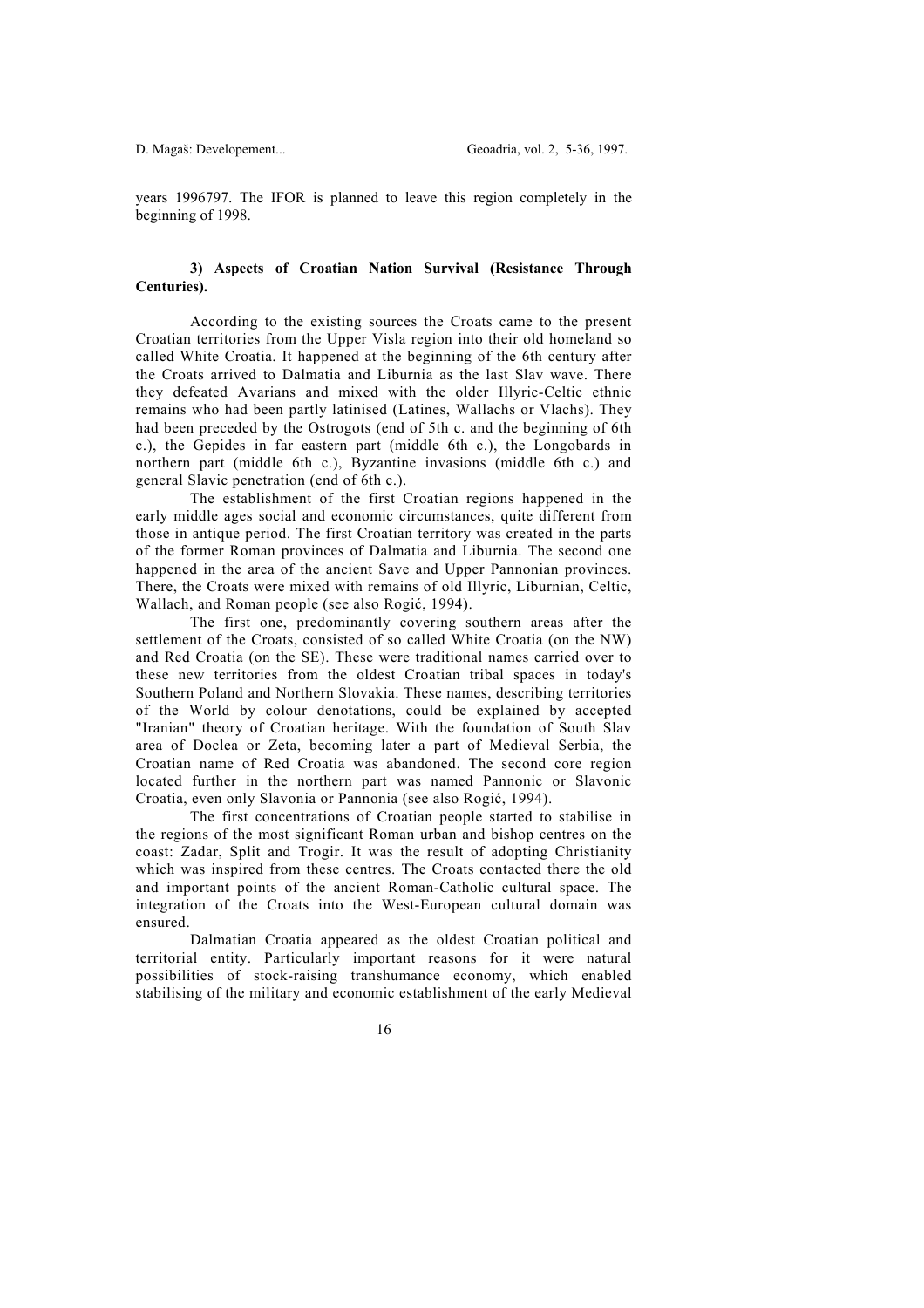years 1996797. The IFOR is planned to leave this region completely in the beginning of 1998.

### 3) Aspects of Croatian Nation Survival (Resistance Through Centuries).

According to the existing sources the Croats came to the present Croatian territories from the Upper Visla region into their old homeland so called White Croatia. It happened at the beginning of the 6th century after the Croats arrived to Dalmatia and Liburnia as the last Slav wave. There they defeated Avarians and mixed with the older Illyric-Celtic ethnic remains who had been partly latinised (Latines, Wallachs or Vlachs). They had been preceded by the Ostrogots (end of 5th c. and the beginning of 6th c.), the Gepides in far eastern part (middle 6th c.), the Longobards in northern part (middle 6th c.), Byzantine invasions (middle 6th c.) and general Slavic penetration (end of 6th c.).

The establishment of the first Croatian regions happened in the early middle ages social and economic circumstances, quite different from those in antique period. The first Croatian territory was created in the parts of the former Roman provinces of Dalmatia and Liburnia. The second one happened in the area of the ancient Save and Upper Pannonian provinces. There, the Croats were mixed with remains of old Illyric, Liburnian, Celtic, Wallach, and Roman people (see also Rogić, 1994).

The first one, predominantly covering southern areas after the settlement of the Croats, consisted of so called White Croatia (on the NW) and Red Croatia (on the SE). These were traditional names carried over to these new territories from the oldest Croatian tribal spaces in today's Southern Poland and Northern Slovakia. These names, describing territories of the World by colour denotations, could be explained by accepted "Iranian" theory of Croatian heritage. With the foundation of South Slav area of Doclea or Zeta, becoming later a part of Medieval Serbia, the Croatian name of Red Croatia was abandoned. The second core region located further in the northern part was named Pannonic or Slavonic Croatia, even only Slavonia or Pannonia (see also Rogić, 1994).

The first concentrations of Croatian people started to stabilise in the regions of the most significant Roman urban and bishop centres on the coast: Zadar, Split and Trogir. It was the result of adopting Christianity which was inspired from these centres. The Croats contacted there the old and important points of the ancient Roman-Catholic cultural space. The integration of the Croats into the West-European cultural domain was ensured.

Dalmatian Croatia appeared as the oldest Croatian political and territorial entity. Particularly important reasons for it were natural possibilities of stock-raising transhumance economy, which enabled stabilising of the military and economic establishment of the early Medieval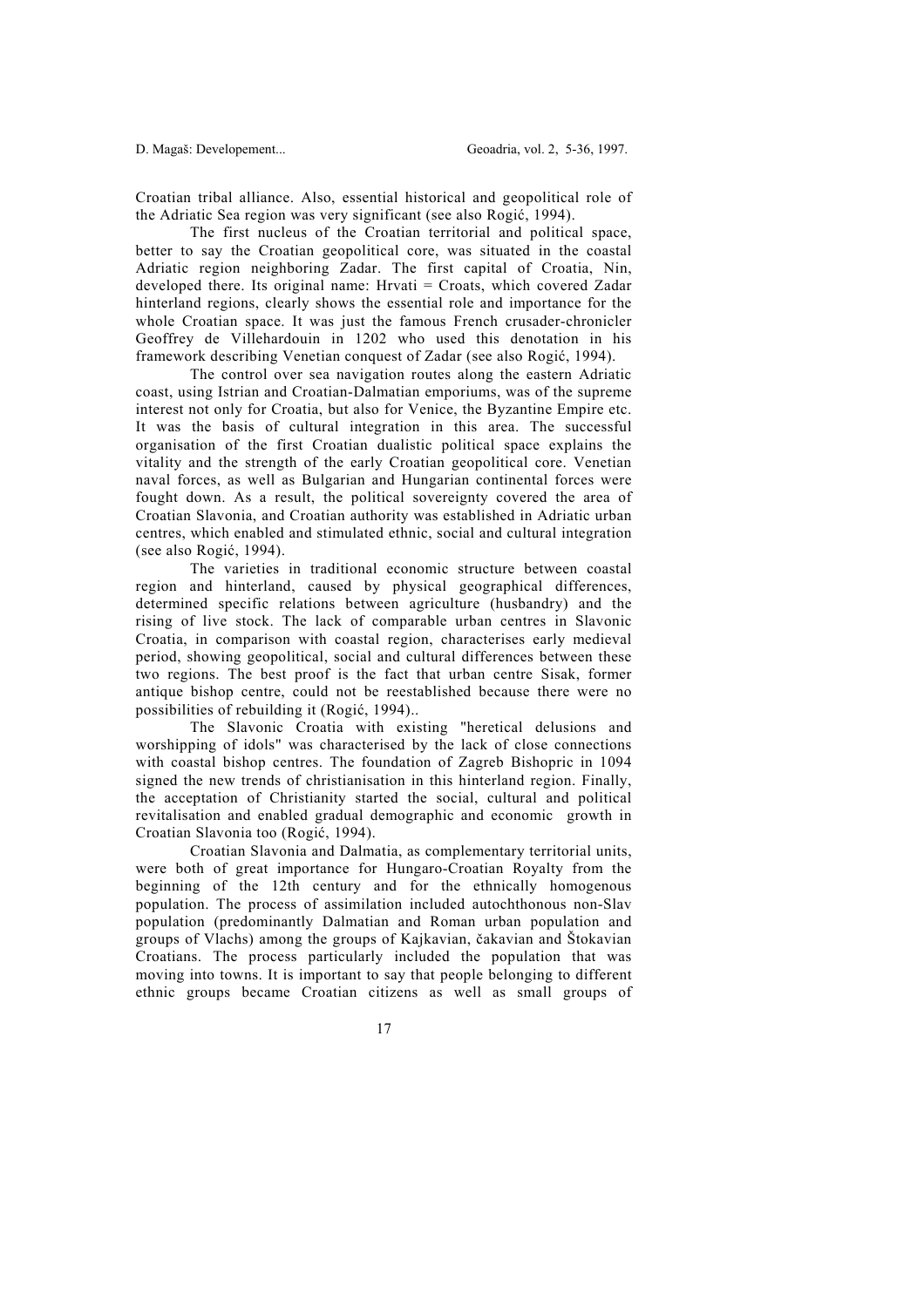Croatian tribal alliance. Also, essential historical and geopolitical role of the Adriatic Sea region was very significant (see also Rogić, 1994).

The first nucleus of the Croatian territorial and political space, better to say the Croatian geopolitical core, was situated in the coastal Adriatic region neighboring Zadar. The first capital of Croatia, Nin, developed there. Its original name: Hrvati = Croats, which covered Zadar hinterland regions, clearly shows the essential role and importance for the whole Croatian space. It was just the famous French crusader-chronicler Geoffrey de Villehardouin in 1202 who used this denotation in his framework describing Venetian conquest of Zadar (see also Rogić, 1994).

The control over sea navigation routes along the eastern Adriatic coast, using Istrian and Croatian-Dalmatian emporiums, was of the supreme interest not only for Croatia, but also for Venice, the Byzantine Empire etc. It was the basis of cultural integration in this area. The successful organisation of the first Croatian dualistic political space explains the vitality and the strength of the early Croatian geopolitical core. Venetian naval forces, as well as Bulgarian and Hungarian continental forces were fought down. As a result, the political sovereignty covered the area of Croatian Slavonia, and Croatian authority was established in Adriatic urban centres, which enabled and stimulated ethnic, social and cultural integration (see also Rogić, 1994).

The varieties in traditional economic structure between coastal region and hinterland, caused by physical geographical differences, determined specific relations between agriculture (husbandry) and the rising of live stock. The lack of comparable urban centres in Slavonic Croatia, in comparison with coastal region, characterises early medieval period, showing geopolitical, social and cultural differences between these two regions. The best proof is the fact that urban centre Sisak, former antique bishop centre, could not be reestablished because there were no possibilities of rebuilding it (Rogić, 1994)..

The Slavonic Croatia with existing "heretical delusions and worshipping of idols" was characterised by the lack of close connections with coastal bishop centres. The foundation of Zagreb Bishopric in 1094 signed the new trends of christianisation in this hinterland region. Finally, the acceptation of Christianity started the social, cultural and political revitalisation and enabled gradual demographic and economic growth in Croatian Slavonia too (Rogić, 1994).

Croatian Slavonia and Dalmatia, as complementary territorial units, were both of great importance for Hungaro-Croatian Royalty from the beginning of the 12th century and for the ethnically homogenous population. The process of assimilation included autochthonous non-Slav population (predominantly Dalmatian and Roman urban population and groups of Vlachs) among the groups of Kajkavian, čakavian and Štokavian Croatians. The process particularly included the population that was moving into towns. It is important to say that people belonging to different ethnic groups became Croatian citizens as well as small groups of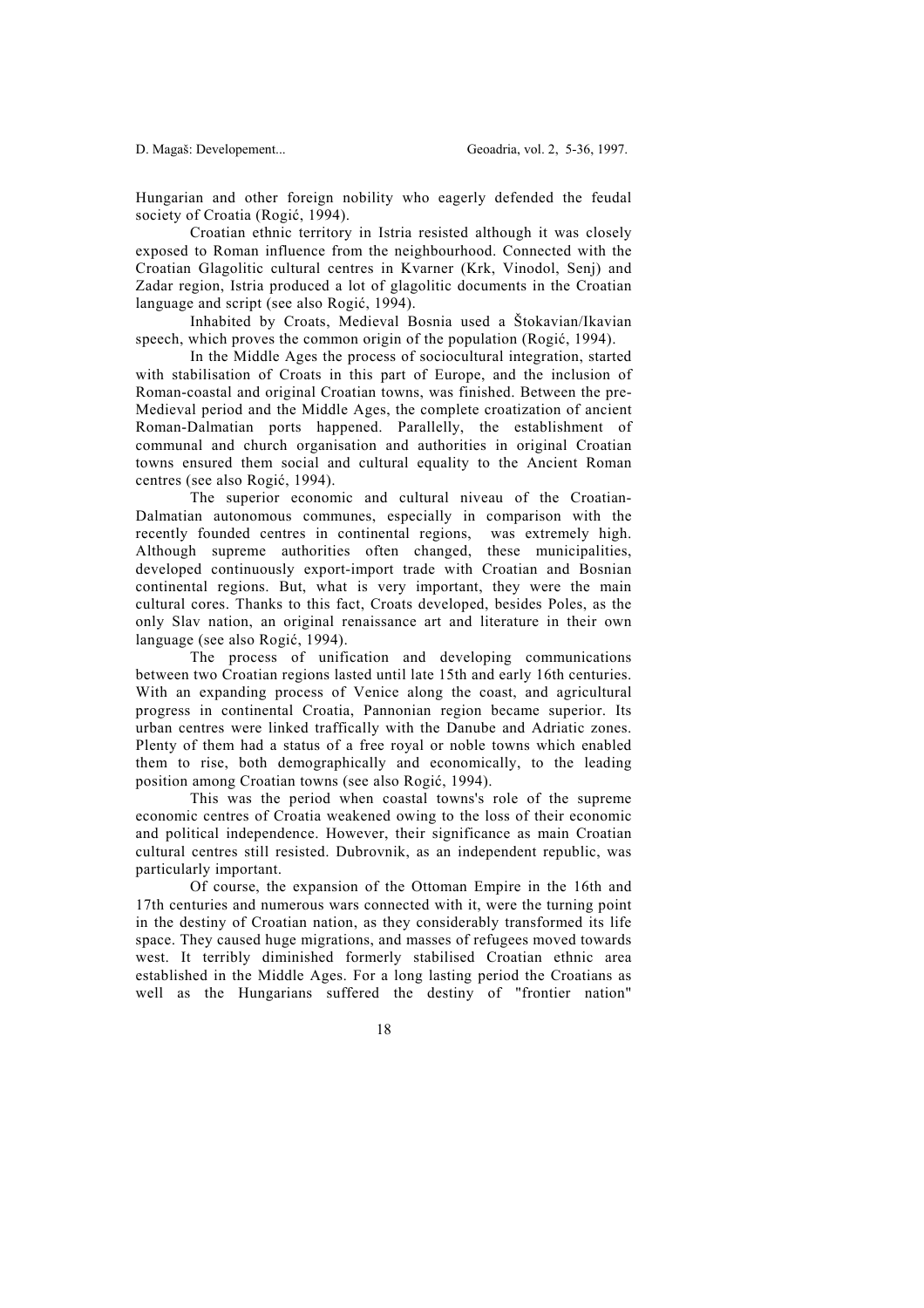Hungarian and other foreign nobility who eagerly defended the feudal society of Croatia (Rogić, 1994).

Croatian ethnic territory in Istria resisted although it was closely exposed to Roman influence from the neighbourhood. Connected with the Croatian Glagolitic cultural centres in Kvarner (Krk, Vinodol, Senj) and Zadar region, Istria produced a lot of glagolitic documents in the Croatian language and script (see also Rogić, 1994).

Inhabited by Croats, Medieval Bosnia used a Štokavian/Ikavian speech, which proves the common origin of the population (Rogić, 1994).

In the Middle Ages the process of sociocultural integration, started with stabilisation of Croats in this part of Europe, and the inclusion of Roman-coastal and original Croatian towns, was finished. Between the pre-Medieval period and the Middle Ages, the complete croatization of ancient Roman-Dalmatian ports happened. Parallelly, the establishment of communal and church organisation and authorities in original Croatian towns ensured them social and cultural equality to the Ancient Roman centres (see also Rogić, 1994).

The superior economic and cultural niveau of the Croatian-Dalmatian autonomous communes, especially in comparison with the recently founded centres in continental regions, was extremely high. Although supreme authorities often changed, these municipalities, developed continuously export-import trade with Croatian and Bosnian continental regions. But, what is very important, they were the main cultural cores. Thanks to this fact, Croats developed, besides Poles, as the only Slav nation, an original renaissance art and literature in their own language (see also Rogić, 1994).

The process of unification and developing communications between two Croatian regions lasted until late 15th and early 16th centuries. With an expanding process of Venice along the coast, and agricultural progress in continental Croatia, Pannonian region became superior. Its urban centres were linked traffically with the Danube and Adriatic zones. Plenty of them had a status of a free royal or noble towns which enabled them to rise, both demographically and economically, to the leading position among Croatian towns (see also Rogić, 1994).

This was the period when coastal towns's role of the supreme economic centres of Croatia weakened owing to the loss of their economic and political independence. However, their significance as main Croatian cultural centres still resisted. Dubrovnik, as an independent republic, was particularly important.

Of course, the expansion of the Ottoman Empire in the 16th and 17th centuries and numerous wars connected with it, were the turning point in the destiny of Croatian nation, as they considerably transformed its life space. They caused huge migrations, and masses of refugees moved towards west. It terribly diminished formerly stabilised Croatian ethnic area established in the Middle Ages. For a long lasting period the Croatians as well as the Hungarians suffered the destiny of "frontier nation"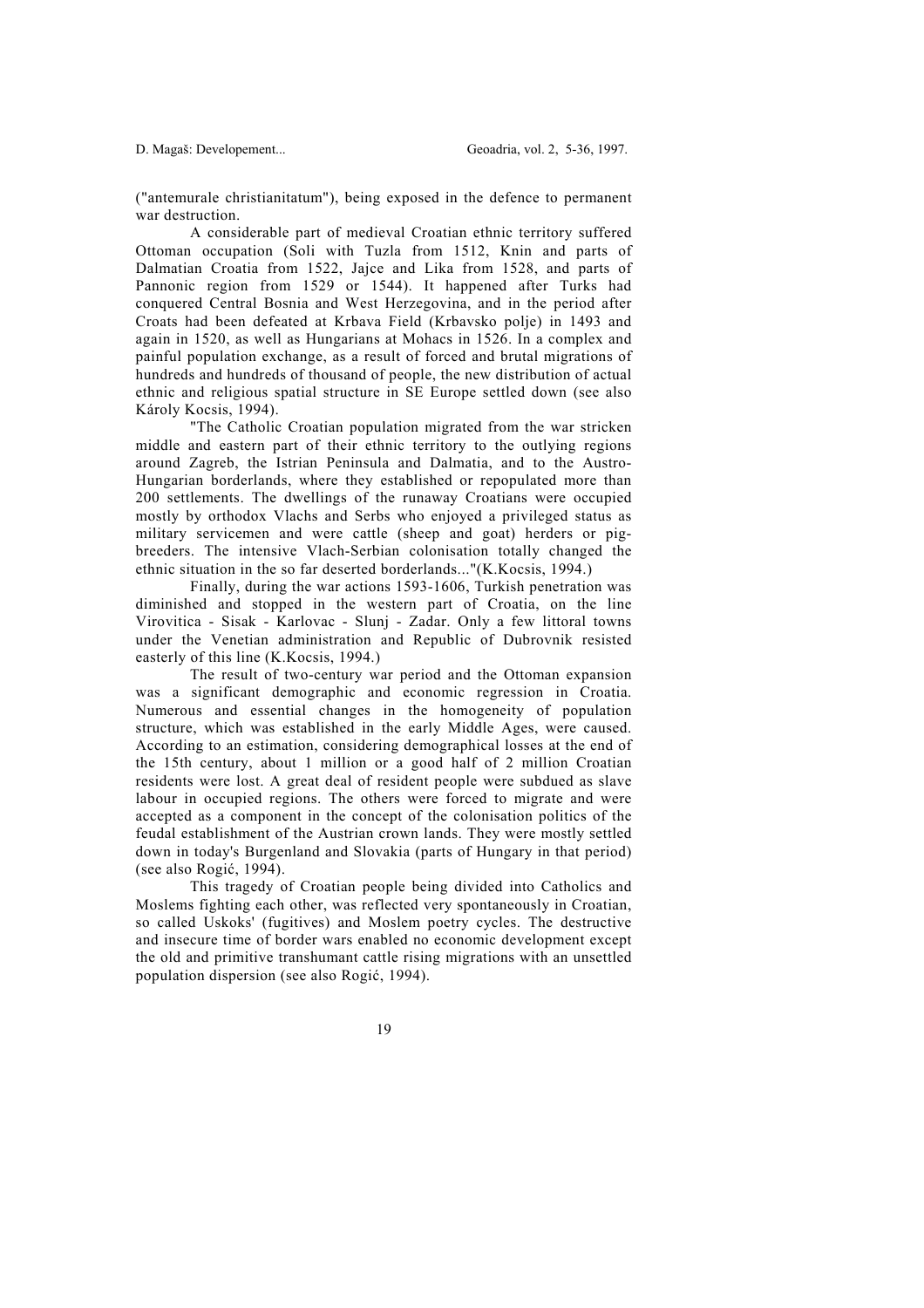("antemurale christianitatum"), being exposed in the defence to permanent war destruction.

A considerable part of medieval Croatian ethnic territory suffered Ottoman occupation (Soli with Tuzla from 1512, Knin and parts of Dalmatian Croatia from 1522, Jajce and Lika from 1528, and parts of Pannonic region from 1529 or 1544). It happened after Turks had conquered Central Bosnia and West Herzegovina, and in the period after Croats had been defeated at Krbava Field (Krbavsko polje) in 1493 and again in 1520, as well as Hungarians at Mohacs in 1526. In a complex and painful population exchange, as a result of forced and brutal migrations of hundreds and hundreds of thousand of people, the new distribution of actual ethnic and religious spatial structure in SE Europe settled down (see also Károly Kocsis, 1994).

"The Catholic Croatian population migrated from the war stricken middle and eastern part of their ethnic territory to the outlying regions around Zagreb, the Istrian Peninsula and Dalmatia, and to the Austro-Hungarian borderlands, where they established or repopulated more than 200 settlements. The dwellings of the runaway Croatians were occupied mostly by orthodox Vlachs and Serbs who enjoyed a privileged status as military servicemen and were cattle (sheep and goat) herders or pig-breeders. The intensive Vlach-Serbian colonisation totally changed the ethnic situation in the so far deserted borderlands..."(K.Kocsis, 1994.)

Finally, during the war actions 1593-1606, Turkish penetration was diminished and stopped in the western part of Croatia, on the line Virovitica - Sisak - Karlovac - Slunj - Zadar. Only a few littoral towns under the Venetian administration and Republic of Dubrovnik resisted easterly of this line (K.Kocsis, 1994.)

The result of two-century war period and the Ottoman expansion was a significant demographic and economic regression in Croatia. Numerous and essential changes in the homogeneity of population structure, which was established in the early Middle Ages, were caused. According to an estimation, considering demographical losses at the end of the 15th century, about 1 million or a good half of 2 million Croatian residents were lost. A great deal of resident people were subdued as slave labour in occupied regions. The others were forced to migrate and were accepted as a component in the concept of the colonisation politics of the feudal establishment of the Austrian crown lands. They were mostly settled down in today's Burgenland and Slovakia (parts of Hungary in that period) (see also Rogić, 1994).

This tragedy of Croatian people being divided into Catholics and Moslems fighting each other, was reflected very spontaneously in Croatian, so called Uskoks' (fugitives) and Moslem poetry cycles. The destructive and insecure time of border wars enabled no economic development except the old and primitive transhumant cattle rising migrations with an unsettled population dispersion (see also Rogić, 1994).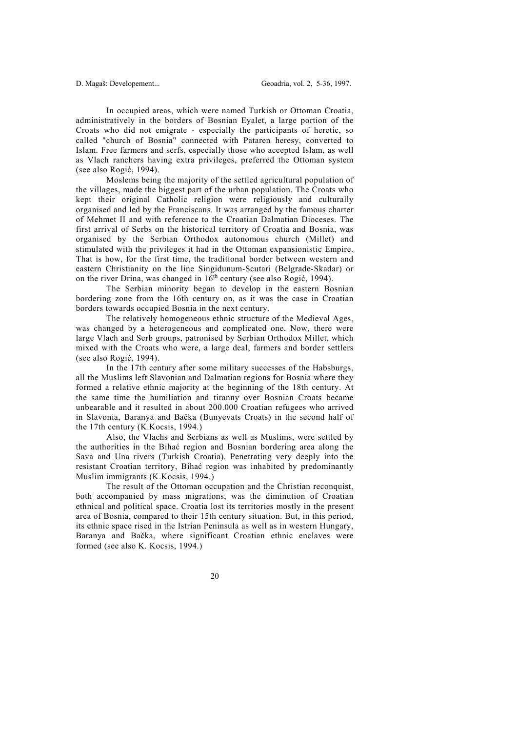In occupied areas, which were named Turkish or Ottoman Croatia, administratively in the borders of Bosnian Eyalet, a large portion of the Croats who did not emigrate - especially the participants of heretic, so called "church of Bosnia" connected with Pataren heresy, converted to Islam. Free farmers and serfs, especially those who accepted Islam, as well as Vlach ranchers having extra privileges, preferred the Ottoman system (see also Rogić, 1994).

Moslems being the majority of the settled agricultural population of the villages, made the biggest part of the urban population. The Croats who kept their original Catholic religion were religiously and culturally organised and led by the Franciscans. It was arranged by the famous charter of Mehmet II and with reference to the Croatian Dalmatian Dioceses. The first arrival of Serbs on the historical territory of Croatia and Bosnia, was organised by the Serbian Orthodox autonomous church (Millet) and stimulated with the privileges it had in the Ottoman expansionistic Empire. That is how, for the first time, the traditional border between western and eastern Christianity on the line Singidunum-Scutari (Belgrade-Skadar) or on the river Drina, was changed in 16th century (see also Rogić, 1994).

The Serbian minority began to develop in the eastern Bosnian bordering zone from the 16th century on, as it was the case in Croatian borders towards occupied Bosnia in the next century.

The relatively homogeneous ethnic structure of the Medieval Ages, was changed by a heterogeneous and complicated one. Now, there were large Vlach and Serb groups, patronised by Serbian Orthodox Millet, which mixed with the Croats who were, a large deal, farmers and border settlers (see also Rogić, 1994).

In the 17th century after some military successes of the Habsburgs, all the Muslims left Slavonian and Dalmatian regions for Bosnia where they formed a relative ethnic majority at the beginning of the 18th century. At the same time the humiliation and tiranny over Bosnian Croats became unbearable and it resulted in about 200.000 Croatian refugees who arrived in Slavonia, Baranya and Bačka (Bunyevats Croats) in the second half of the 17th century (K.Kocsis, 1994.)

Also, the Vlachs and Serbians as well as Muslims, were settled by the authorities in the Bihać region and Bosnian bordering area along the Sava and Una rivers (Turkish Croatia). Penetrating very deeply into the resistant Croatian territory, Bihać region was inhabited by predominantly Muslim immigrants (K.Kocsis, 1994.)

The result of the Ottoman occupation and the Christian reconquist, both accompanied by mass migrations, was the diminution of Croatian ethnical and political space. Croatia lost its territories mostly in the present area of Bosnia, compared to their 15th century situation. But, in this period, its ethnic space rised in the Istrian Peninsula as well as in western Hungary, Baranya and Bačka, where significant Croatian ethnic enclaves were formed (see also K. Kocsis, 1994.)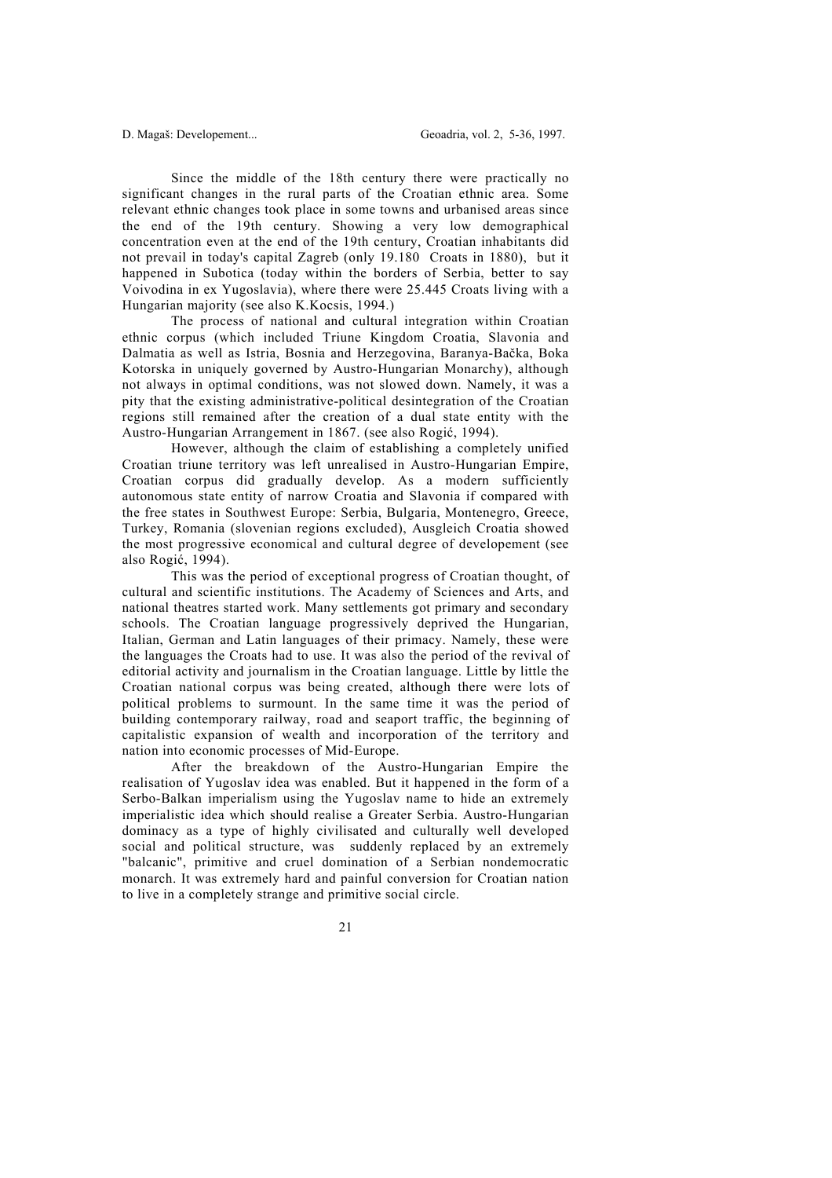Since the middle of the 18th century there were practically no significant changes in the rural parts of the Croatian ethnic area. Some relevant ethnic changes took place in some towns and urbanised areas since the end of the 19th century. Showing a very low demographical concentration even at the end of the 19th century, Croatian inhabitants did not prevail in today's capital Zagreb (only 19.180 Croats in 1880), but it happened in Subotica (today within the borders of Serbia, better to say Voivodina in ex Yugoslavia), where there were 25.445 Croats living with a Hungarian majority (see also K.Kocsis, 1994.)

The process of national and cultural integration within Croatian ethnic corpus (which included Triune Kingdom Croatia, Slavonia and Dalmatia as well as Istria, Bosnia and Herzegovina, Baranya-Bačka, Boka Kotorska in uniquely governed by Austro-Hungarian Monarchy), although not always in optimal conditions, was not slowed down. Namely, it was a pity that the existing administrative-political desintegration of the Croatian regions still remained after the creation of a dual state entity with the Austro-Hungarian Arrangement in 1867. (see also Rogić, 1994).

However, although the claim of establishing a completely unified Croatian triune territory was left unrealised in Austro-Hungarian Empire, Croatian corpus did gradually develop. As a modern sufficiently autonomous state entity of narrow Croatia and Slavonia if compared with the free states in Southwest Europe: Serbia, Bulgaria, Montenegro, Greece, Turkey, Romania (slovenian regions excluded), Ausgleich Croatia showed the most progressive economical and cultural degree of developement (see also Rogić, 1994).

This was the period of exceptional progress of Croatian thought, of cultural and scientific institutions. The Academy of Sciences and Arts, and national theatres started work. Many settlements got primary and secondary schools. The Croatian language progressively deprived the Hungarian, Italian, German and Latin languages of their primacy. Namely, these were the languages the Croats had to use. It was also the period of the revival of editorial activity and journalism in the Croatian language. Little by little the Croatian national corpus was being created, although there were lots of political problems to surmount. In the same time it was the period of building contemporary railway, road and seaport traffic, the beginning of capitalistic expansion of wealth and incorporation of the territory and nation into economic processes of Mid-Europe.

After the breakdown of the Austro-Hungarian Empire the realisation of Yugoslav idea was enabled. But it happened in the form of a Serbo-Balkan imperialism using the Yugoslav name to hide an extremely imperialistic idea which should realise a Greater Serbia. Austro-Hungarian dominacy as a type of highly civilisated and culturally well developed social and political structure, was suddenly replaced by an extremely "balcanic", primitive and cruel domination of a Serbian nondemocratic monarch. It was extremely hard and painful conversion for Croatian nation to live in a completely strange and primitive social circle.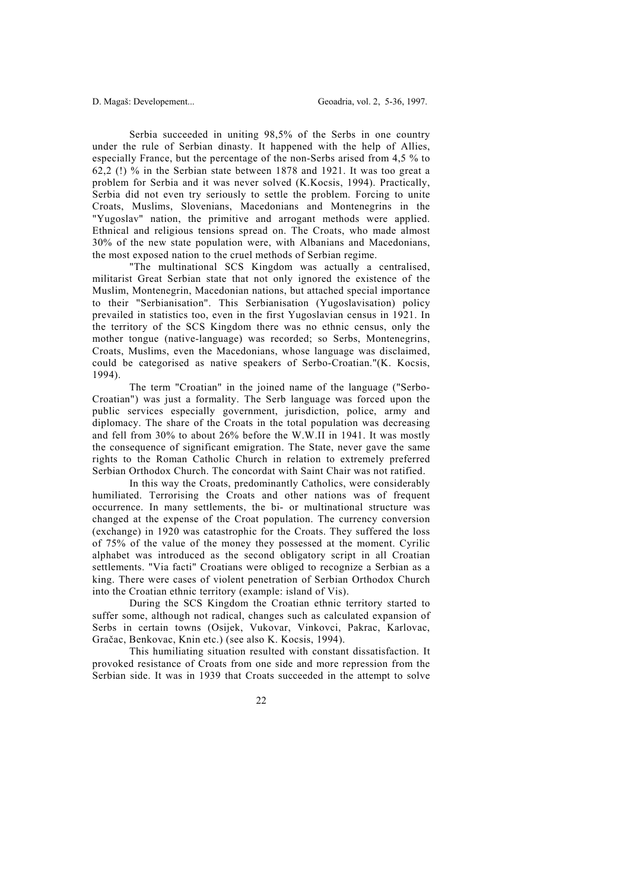Serbia succeeded in uniting 98,5% of the Serbs in one country under the rule of Serbian dinasty. It happened with the help of Allies, especially France, but the percentage of the non-Serbs arised from 4,5 % to 62,2 (!) % in the Serbian state between 1878 and 1921. It was too great a problem for Serbia and it was never solved (K.Kocsis, 1994). Practically, Serbia did not even try seriously to settle the problem. Forcing to unite Croats, Muslims, Slovenians, Macedonians and Montenegrins in the "Yugoslav" nation, the primitive and arrogant methods were applied. Ethnical and religious tensions spread on. The Croats, who made almost 30% of the new state population were, with Albanians and Macedonians, the most exposed nation to the cruel methods of Serbian regime.

"The multinational SCS Kingdom was actually a centralised, militarist Great Serbian state that not only ignored the existence of the Muslim, Montenegrin, Macedonian nations, but attached special importance to their "Serbianisation". This Serbianisation (Yugoslavisation) policy prevailed in statistics too, even in the first Yugoslavian census in 1921. In the territory of the SCS Kingdom there was no ethnic census, only the mother tongue (native-language) was recorded; so Serbs, Montenegrins, Croats, Muslims, even the Macedonians, whose language was disclaimed, could be categorised as native speakers of Serbo-Croatian."(K. Kocsis, 1994).

The term "Croatian" in the joined name of the language ("Serbo-Croatian") was just a formality. The Serb language was forced upon the public services especially government, jurisdiction, police, army and diplomacy. The share of the Croats in the total population was decreasing and fell from 30% to about 26% before the W.W.II in 1941. It was mostly the consequence of significant emigration. The State, never gave the same rights to the Roman Catholic Church in relation to extremely preferred Serbian Orthodox Church. The concordat with Saint Chair was not ratified.

In this way the Croats, predominantly Catholics, were considerably humiliated. Terrorising the Croats and other nations was of frequent occurrence. In many settlements, the bi- or multinational structure was changed at the expense of the Croat population. The currency conversion (exchange) in 1920 was catastrophic for the Croats. They suffered the loss of 75% of the value of the money they possessed at the moment. Cyrilic alphabet was introduced as the second obligatory script in all Croatian settlements. "Via facti" Croatians were obliged to recognize a Serbian as a king. There were cases of violent penetration of Serbian Orthodox Church into the Croatian ethnic territory (example: island of Vis).

During the SCS Kingdom the Croatian ethnic territory started to suffer some, although not radical, changes such as calculated expansion of Serbs in certain towns (Osijek, Vukovar, Vinkovci, Pakrac, Karlovac, Gračac, Benkovac, Knin etc.) (see also K. Kocsis, 1994).

This humiliating situation resulted with constant dissatisfaction. It provoked resistance of Croats from one side and more repression from the Serbian side. It was in 1939 that Croats succeeded in the attempt to solve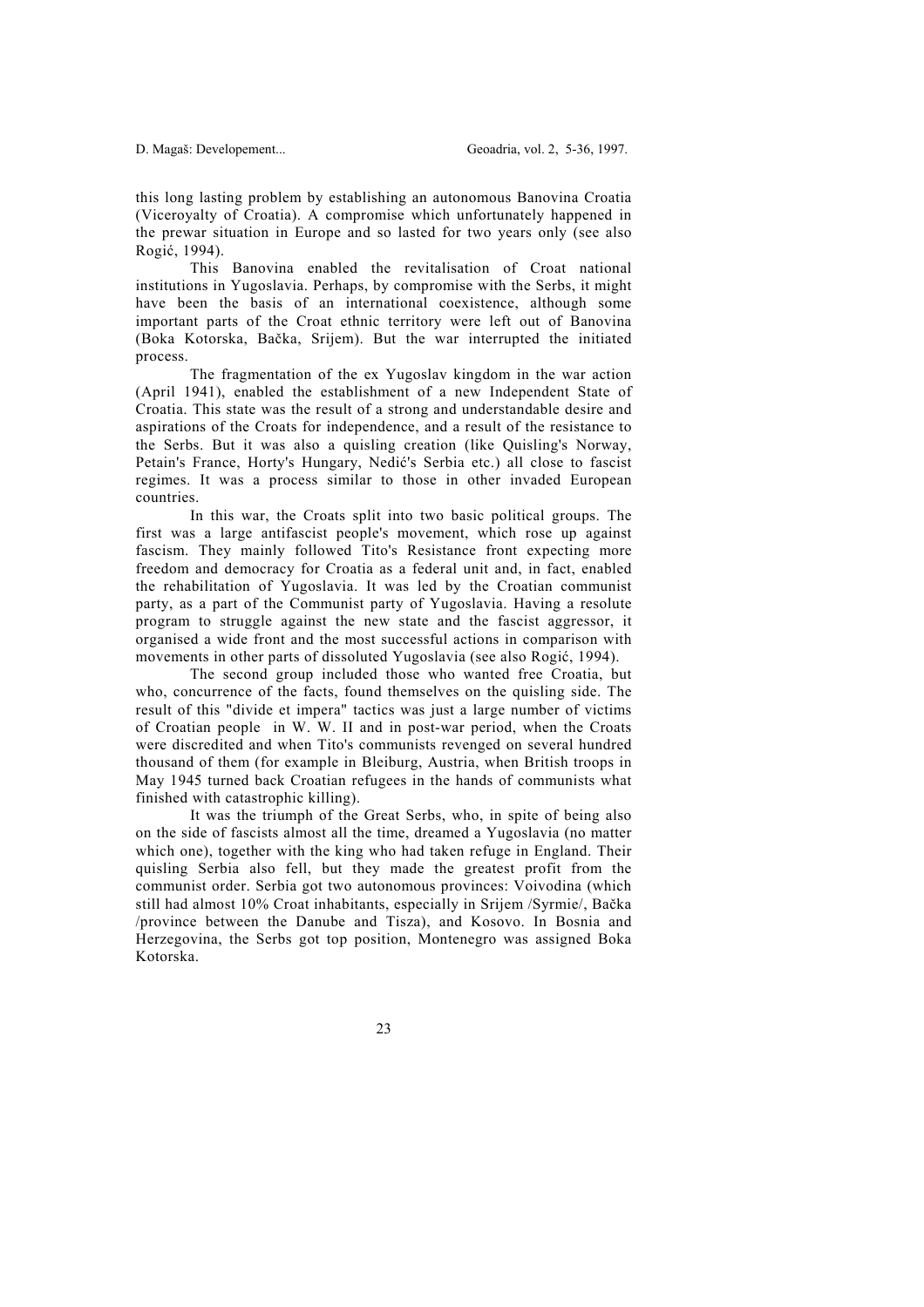this long lasting problem by establishing an autonomous Banovina Croatia (Viceroyalty of Croatia). A compromise which unfortunately happened in the prewar situation in Europe and so lasted for two years only (see also Rogić, 1994).

This Banovina enabled the revitalisation of Croat national institutions in Yugoslavia. Perhaps, by compromise with the Serbs, it might have been the basis of an international coexistence, although some important parts of the Croat ethnic territory were left out of Banovina (Boka Kotorska, Bačka, Srijem). But the war interrupted the initiated process.

The fragmentation of the ex Yugoslav kingdom in the war action (April 1941), enabled the establishment of a new Independent State of Croatia. This state was the result of a strong and understandable desire and aspirations of the Croats for independence, and a result of the resistance to the Serbs. But it was also a quisling creation (like Quisling's Norway, Petain's France, Horty's Hungary, Nedić's Serbia etc.) all close to fascist regimes. It was a process similar to those in other invaded European countries.

In this war, the Croats split into two basic political groups. The first was a large antifascist people's movement, which rose up against fascism. They mainly followed Tito's Resistance front expecting more freedom and democracy for Croatia as a federal unit and, in fact, enabled the rehabilitation of Yugoslavia. It was led by the Croatian communist party, as a part of the Communist party of Yugoslavia. Having a resolute program to struggle against the new state and the fascist aggressor, it organised a wide front and the most successful actions in comparison with movements in other parts of dissoluted Yugoslavia (see also Rogić, 1994).

The second group included those who wanted free Croatia, but who, concurrence of the facts, found themselves on the quisling side. The result of this "divide et impera" tactics was just a large number of victims of Croatian people in W. W. II and in post-war period, when the Croats were discredited and when Tito's communists revenged on several hundred thousand of them (for example in Bleiburg, Austria, when British troops in May 1945 turned back Croatian refugees in the hands of communists what finished with catastrophic killing).

It was the triumph of the Great Serbs, who, in spite of being also on the side of fascists almost all the time, dreamed a Yugoslavia (no matter which one), together with the king who had taken refuge in England. Their quisling Serbia also fell, but they made the greatest profit from the communist order. Serbia got two autonomous provinces: Voivodina (which still had almost 10% Croat inhabitants, especially in Srijem /Syrmie/, Bačka /province between the Danube and Tisza), and Kosovo. In Bosnia and Herzegovina, the Serbs got top position, Montenegro was assigned Boka Kotorska.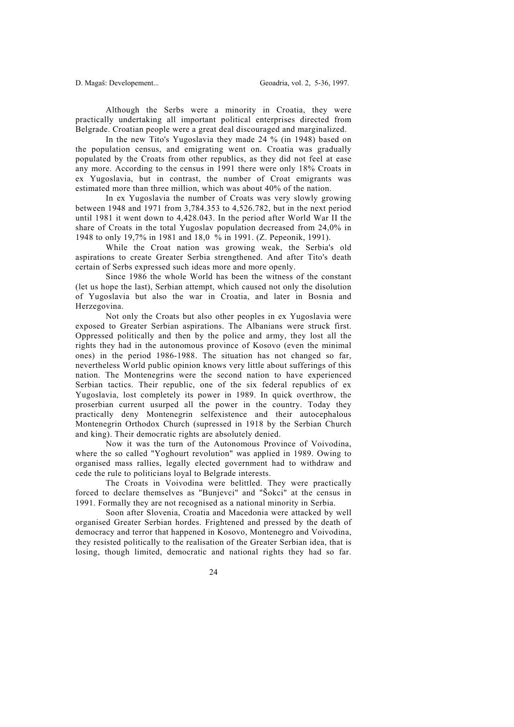Although the Serbs were a minority in Croatia, they were practically undertaking all important political enterprises directed from Belgrade. Croatian people were a great deal discouraged and marginalized.

In the new Tito's Yugoslavia they made 24 % (in 1948) based on the population census, and emigrating went on. Croatia was gradually populated by the Croats from other republics, as they did not feel at ease any more. According to the census in 1991 there were only 18% Croats in ex Yugoslavia, but in contrast, the number of Croat emigrants was estimated more than three million, which was about 40% of the nation.

In ex Yugoslavia the number of Croats was very slowly growing between 1948 and 1971 from 3,784.353 to 4,526.782, but in the next period until 1981 it went down to 4,428.043. In the period after World War II the share of Croats in the total Yugoslav population decreased from 24,0% in 1948 to only 19,7% in 1981 and 18,0 % in 1991. (Z. Pepeonik, 1991).

While the Croat nation was growing weak, the Serbia's old aspirations to create Greater Serbia strengthened. And after Tito's death certain of Serbs expressed such ideas more and more openly.

Since 1986 the whole World has been the witness of the constant (let us hope the last), Serbian attempt, which caused not only the disolution of Yugoslavia but also the war in Croatia, and later in Bosnia and Herzegovina.

Not only the Croats but also other peoples in ex Yugoslavia were exposed to Greater Serbian aspirations. The Albanians were struck first. Oppressed politically and then by the police and army, they lost all the rights they had in the autonomous province of Kosovo (even the minimal ones) in the period 1986-1988. The situation has not changed so far, nevertheless World public opinion knows very little about sufferings of this nation. The Montenegrins were the second nation to have experienced Serbian tactics. Their republic, one of the six federal republics of ex Yugoslavia, lost completely its power in 1989. In quick overthrow, the proserbian current usurped all the power in the country. Today they practically deny Montenegrin selfexistence and their autocephalous Montenegrin Orthodox Church (supressed in 1918 by the Serbian Church and king). Their democratic rights are absolutely denied.

Now it was the turn of the Autonomous Province of Voivodina, where the so called "Yoghourt revolution" was applied in 1989. Owing to organised mass rallies, legally elected government had to withdraw and cede the rule to politicians loyal to Belgrade interests.

The Croats in Voivodina were belittled. They were practically forced to declare themselves as "Bunjevci" and "Šokci" at the census in 1991. Formally they are not recognised as a national minority in Serbia.

Soon after Slovenia, Croatia and Macedonia were attacked by well organised Greater Serbian hordes. Frightened and pressed by the death of democracy and terror that happened in Kosovo, Montenegro and Voivodina, they resisted politically to the realisation of the Greater Serbian idea, that is losing, though limited, democratic and national rights they had so far.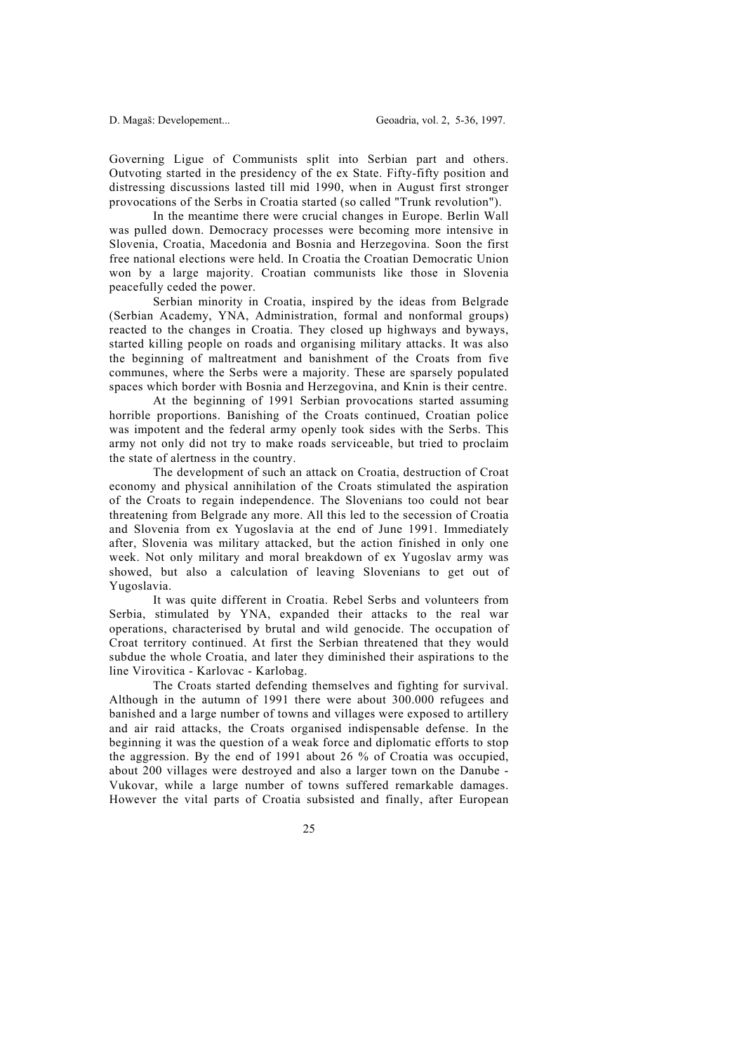Governing Ligue of Communists split into Serbian part and others. Outvoting started in the presidency of the ex State. Fifty-fifty position and distressing discussions lasted till mid 1990, when in August first stronger provocations of the Serbs in Croatia started (so called "Trunk revolution").

In the meantime there were crucial changes in Europe. Berlin Wall was pulled down. Democracy processes were becoming more intensive in Slovenia, Croatia, Macedonia and Bosnia and Herzegovina. Soon the first free national elections were held. In Croatia the Croatian Democratic Union won by a large majority. Croatian communists like those in Slovenia peacefully ceded the power.

Serbian minority in Croatia, inspired by the ideas from Belgrade (Serbian Academy, YNA, Administration, formal and nonformal groups) reacted to the changes in Croatia. They closed up highways and byways, started killing people on roads and organising military attacks. It was also the beginning of maltreatment and banishment of the Croats from five communes, where the Serbs were a majority. These are sparsely populated spaces which border with Bosnia and Herzegovina, and Knin is their centre.

At the beginning of 1991 Serbian provocations started assuming horrible proportions. Banishing of the Croats continued, Croatian police was impotent and the federal army openly took sides with the Serbs. This army not only did not try to make roads serviceable, but tried to proclaim the state of alertness in the country.

The development of such an attack on Croatia, destruction of Croat economy and physical annihilation of the Croats stimulated the aspiration of the Croats to regain independence. The Slovenians too could not bear threatening from Belgrade any more. All this led to the secession of Croatia and Slovenia from ex Yugoslavia at the end of June 1991. Immediately after, Slovenia was military attacked, but the action finished in only one week. Not only military and moral breakdown of ex Yugoslav army was showed, but also a calculation of leaving Slovenians to get out of Yugoslavia.

It was quite different in Croatia. Rebel Serbs and volunteers from Serbia, stimulated by YNA, expanded their attacks to the real war operations, characterised by brutal and wild genocide. The occupation of Croat territory continued. At first the Serbian threatened that they would subdue the whole Croatia, and later they diminished their aspirations to the line Virovitica - Karlovac - Karlobag.

The Croats started defending themselves and fighting for survival. Although in the autumn of 1991 there were about 300.000 refugees and banished and a large number of towns and villages were exposed to artillery and air raid attacks, the Croats organised indispensable defense. In the beginning it was the question of a weak force and diplomatic efforts to stop the aggression. By the end of 1991 about 26 % of Croatia was occupied, about 200 villages were destroyed and also a larger town on the Danube - Vukovar, while a large number of towns suffered remarkable damages. However the vital parts of Croatia subsisted and finally, after European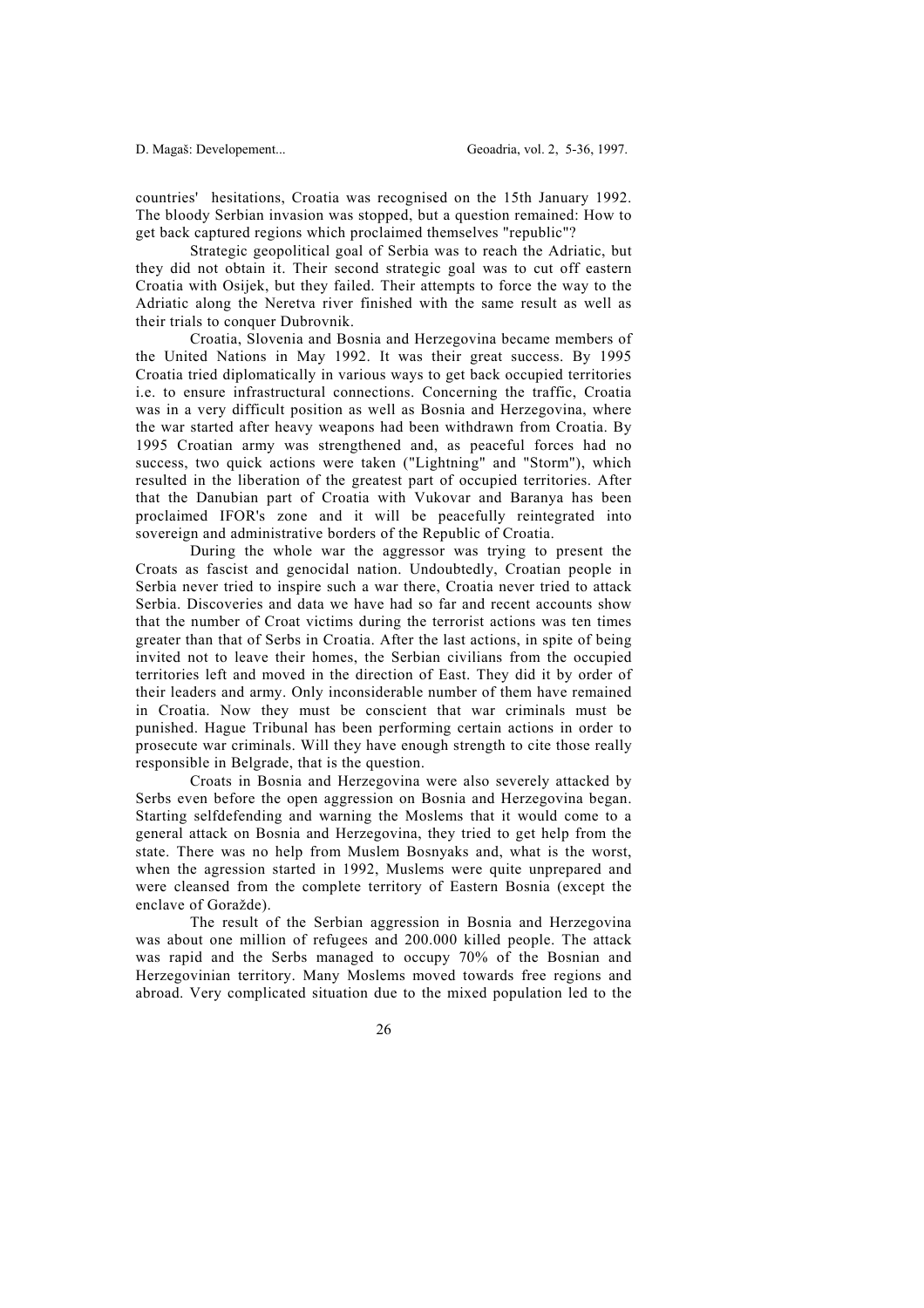countries' hesitations, Croatia was recognised on the 15th January 1992. The bloody Serbian invasion was stopped, but a question remained: How to get back captured regions which proclaimed themselves "republic"?

Strategic geopolitical goal of Serbia was to reach the Adriatic, but they did not obtain it. Their second strategic goal was to cut off eastern Croatia with Osijek, but they failed. Their attempts to force the way to the Adriatic along the Neretva river finished with the same result as well as their trials to conquer Dubrovnik.

Croatia, Slovenia and Bosnia and Herzegovina became members of the United Nations in May 1992. It was their great success. By 1995 Croatia tried diplomatically in various ways to get back occupied territories i.e. to ensure infrastructural connections. Concerning the traffic, Croatia was in a very difficult position as well as Bosnia and Herzegovina, where the war started after heavy weapons had been withdrawn from Croatia. By 1995 Croatian army was strengthened and, as peaceful forces had no success, two quick actions were taken ("Lightning" and "Storm"), which resulted in the liberation of the greatest part of occupied territories. After that the Danubian part of Croatia with Vukovar and Baranya has been proclaimed IFOR's zone and it will be peacefully reintegrated into sovereign and administrative borders of the Republic of Croatia.

During the whole war the aggressor was trying to present the Croats as fascist and genocidal nation. Undoubtedly, Croatian people in Serbia never tried to inspire such a war there, Croatia never tried to attack Serbia. Discoveries and data we have had so far and recent accounts show that the number of Croat victims during the terrorist actions was ten times greater than that of Serbs in Croatia. After the last actions, in spite of being invited not to leave their homes, the Serbian civilians from the occupied territories left and moved in the direction of East. They did it by order of their leaders and army. Only inconsiderable number of them have remained in Croatia. Now they must be conscient that war criminals must be punished. Hague Tribunal has been performing certain actions in order to prosecute war criminals. Will they have enough strength to cite those really responsible in Belgrade, that is the question.

Croats in Bosnia and Herzegovina were also severely attacked by Serbs even before the open aggression on Bosnia and Herzegovina began. Starting selfdefending and warning the Moslems that it would come to a general attack on Bosnia and Herzegovina, they tried to get help from the state. There was no help from Muslem Bosnyaks and, what is the worst, when the agression started in 1992, Muslems were quite unprepared and were cleansed from the complete territory of Eastern Bosnia (except the enclave of Goražde).

The result of the Serbian aggression in Bosnia and Herzegovina was about one million of refugees and 200.000 killed people. The attack was rapid and the Serbs managed to occupy 70% of the Bosnian and Herzegovinian territory. Many Moslems moved towards free regions and abroad. Very complicated situation due to the mixed population led to the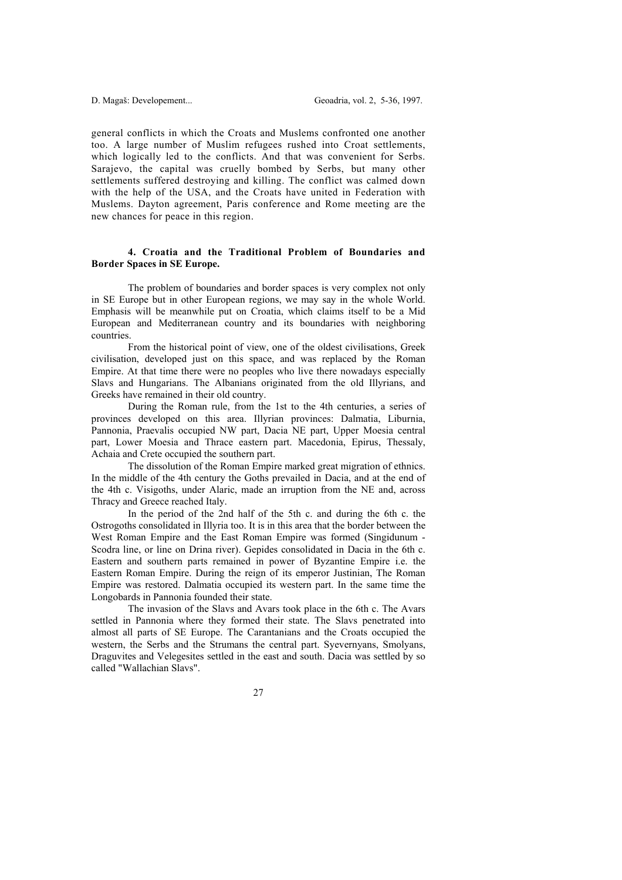general conflicts in which the Croats and Muslems confronted one another too. A large number of Muslim refugees rushed into Croat settlements, which logically led to the conflicts. And that was convenient for Serbs. Sarajevo, the capital was cruelly bombed by Serbs, but many other settlements suffered destroying and killing. The conflict was calmed down with the help of the USA, and the Croats have united in Federation with Muslems. Dayton agreement, Paris conference and Rome meeting are the new chances for peace in this region.

### 4. Croatia and the Traditional Problem of Boundaries and Border Spaces in SE Europe.

The problem of boundaries and border spaces is very complex not only in SE Europe but in other European regions, we may say in the whole World. Emphasis will be meanwhile put on Croatia, which claims itself to be a Mid European and Mediterranean country and its boundaries with neighboring countries.

From the historical point of view, one of the oldest civilisations, Greek civilisation, developed just on this space, and was replaced by the Roman Empire. At that time there were no peoples who live there nowadays especially Slavs and Hungarians. The Albanians originated from the old Illyrians, and Greeks have remained in their old country.

During the Roman rule, from the 1st to the 4th centuries, a series of provinces developed on this area. Illyrian provinces: Dalmatia, Liburnia, Pannonia, Praevalis occupied NW part, Dacia NE part, Upper Moesia central part, Lower Moesia and Thrace eastern part. Macedonia, Epirus, Thessaly, Achaia and Crete occupied the southern part.

The dissolution of the Roman Empire marked great migration of ethnics. In the middle of the 4th century the Goths prevailed in Dacia, and at the end of the 4th c. Visigoths, under Alaric, made an irruption from the NE and, across Thracy and Greece reached Italy.

In the period of the 2nd half of the 5th c. and during the 6th c. the Ostrogoths consolidated in Illyria too. It is in this area that the border between the West Roman Empire and the East Roman Empire was formed (Singidunum - Scodra line, or line on Drina river). Gepides consolidated in Dacia in the 6th c. Eastern and southern parts remained in power of Byzantine Empire i.e. the Eastern Roman Empire. During the reign of its emperor Justinian, The Roman Empire was restored. Dalmatia occupied its western part. In the same time the Longobards in Pannonia founded their state.

The invasion of the Slavs and Avars took place in the 6th c. The Avars settled in Pannonia where they formed their state. The Slavs penetrated into almost all parts of SE Europe. The Carantanians and the Croats occupied the western, the Serbs and the Strumans the central part. Syevernyans, Smolyans, Draguvites and Velegesites settled in the east and south. Dacia was settled by so called "Wallachian Slavs".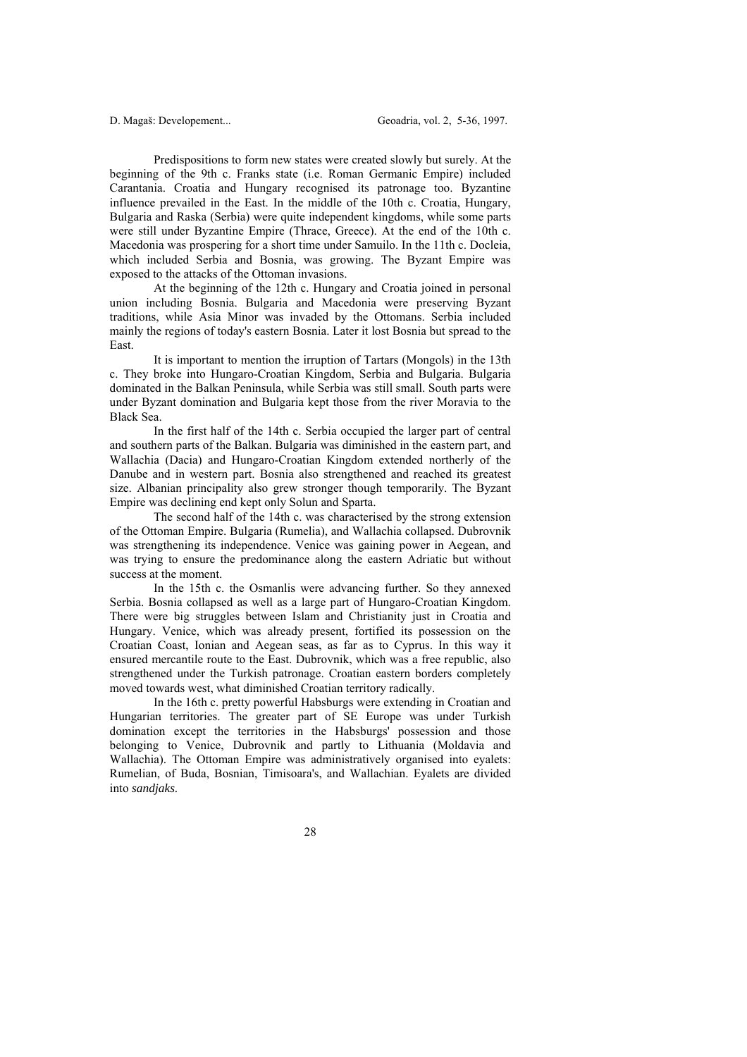Predispositions to form new states were created slowly but surely. At the beginning of the 9th c. Franks state (i.e. Roman Germanic Empire) included Carantania. Croatia and Hungary recognised its patronage too. Byzantine influence prevailed in the East. In the middle of the 10th c. Croatia, Hungary, Bulgaria and Raska (Serbia) were quite independent kingdoms, while some parts were still under Byzantine Empire (Thrace, Greece). At the end of the 10th c. Macedonia was prospering for a short time under Samuilo. In the 11th c. Docleia, which included Serbia and Bosnia, was growing. The Byzant Empire was exposed to the attacks of the Ottoman invasions.

At the beginning of the 12th c. Hungary and Croatia joined in personal union including Bosnia. Bulgaria and Macedonia were preserving Byzant traditions, while Asia Minor was invaded by the Ottomans. Serbia included mainly the regions of today's eastern Bosnia. Later it lost Bosnia but spread to the East.

It is important to mention the irruption of Tartars (Mongols) in the 13th c. They broke into Hungaro-Croatian Kingdom, Serbia and Bulgaria. Bulgaria dominated in the Balkan Peninsula, while Serbia was still small. South parts were under Byzant domination and Bulgaria kept those from the river Moravia to the Black Sea.

In the first half of the 14th c. Serbia occupied the larger part of central and southern parts of the Balkan. Bulgaria was diminished in the eastern part, and Wallachia (Dacia) and Hungaro-Croatian Kingdom extended northerly of the Danube and in western part. Bosnia also strengthened and reached its greatest size. Albanian principality also grew stronger though temporarily. The Byzant Empire was declining end kept only Solun and Sparta.

The second half of the 14th c. was characterised by the strong extension of the Ottoman Empire. Bulgaria (Rumelia), and Wallachia collapsed. Dubrovnik was strengthening its independence. Venice was gaining power in Aegean, and was trying to ensure the predominance along the eastern Adriatic but without success at the moment.

In the 15th c. the Osmanlis were advancing further. So they annexed Serbia. Bosnia collapsed as well as a large part of Hungaro-Croatian Kingdom. There were big struggles between Islam and Christianity just in Croatia and Hungary. Venice, which was already present, fortified its possession on the Croatian Coast, Ionian and Aegean seas, as far as to Cyprus. In this way it ensured mercantile route to the East. Dubrovnik, which was a free republic, also strengthened under the Turkish patronage. Croatian eastern borders completely moved towards west, what diminished Croatian territory radically.

In the 16th c. pretty powerful Habsburgs were extending in Croatian and Hungarian territories. The greater part of SE Europe was under Turkish domination except the territories in the Habsburgs' possession and those belonging to Venice, Dubrovnik and partly to Lithuania (Moldavia and Wallachia). The Ottoman Empire was administratively organised into eyalets: Rumelian, of Buda, Bosnian, Timisoara's, and Wallachian. Eyalets are divided into *sandjaks*.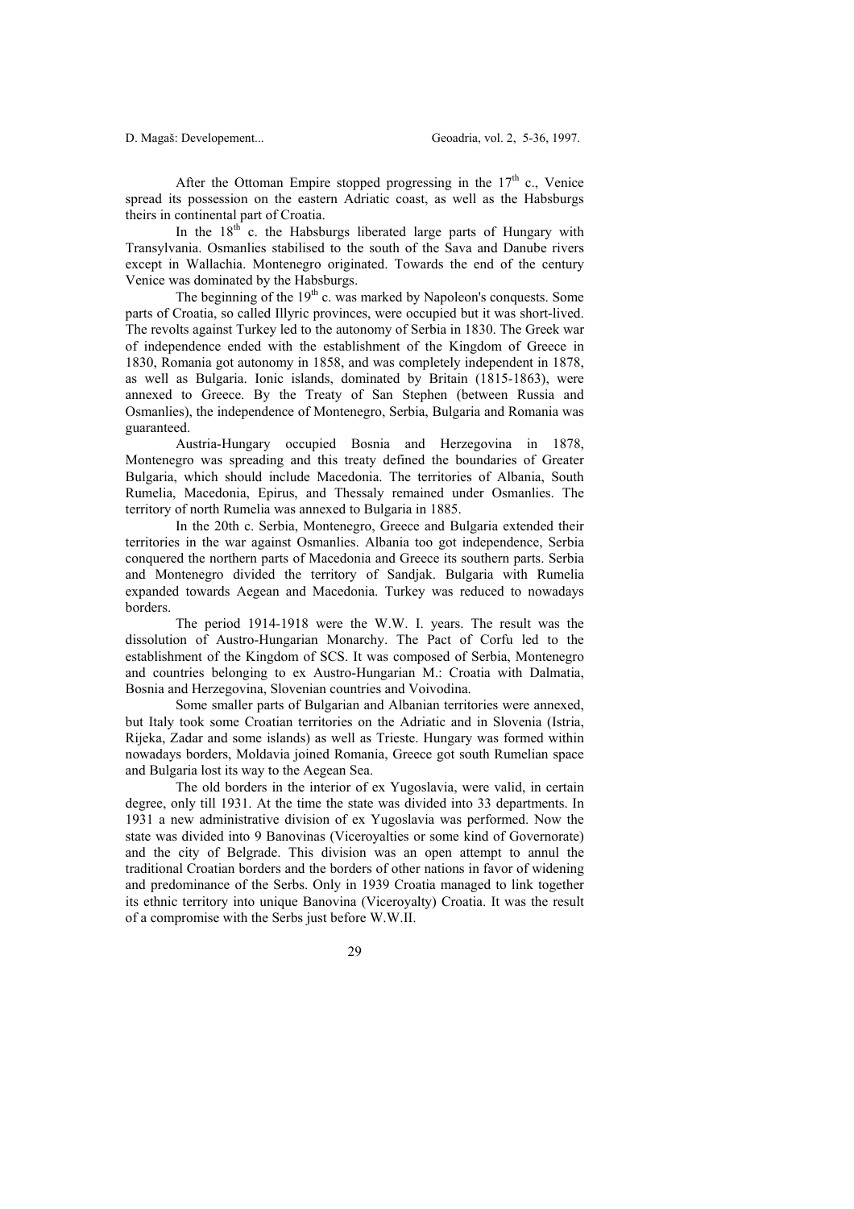After the Ottoman Empire stopped progressing in the 17th c., Venice spread its possession on the eastern Adriatic coast, as well as the Habsburgs theirs in continental part of Croatia.

In the 18th c. the Habsburgs liberated large parts of Hungary with Transylvania. Osmanlies stabilised to the south of the Sava and Danube rivers except in Wallachia. Montenegro originated. Towards the end of the century Venice was dominated by the Habsburgs.

The beginning of the 19th c. was marked by Napoleon's conquests. Some parts of Croatia, so called Illyric provinces, were occupied but it was short-lived. The revolts against Turkey led to the autonomy of Serbia in 1830. The Greek war of independence ended with the establishment of the Kingdom of Greece in 1830, Romania got autonomy in 1858, and was completely independent in 1878, as well as Bulgaria. Ionic islands, dominated by Britain (1815-1863), were annexed to Greece. By the Treaty of San Stephen (between Russia and Osmanlies), the independence of Montenegro, Serbia, Bulgaria and Romania was guaranteed.

Austria-Hungary occupied Bosnia and Herzegovina in 1878, Montenegro was spreading and this treaty defined the boundaries of Greater Bulgaria, which should include Macedonia. The territories of Albania, South Rumelia, Macedonia, Epirus, and Thessaly remained under Osmanlies. The territory of north Rumelia was annexed to Bulgaria in 1885.

In the 20th c. Serbia, Montenegro, Greece and Bulgaria extended their territories in the war against Osmanlies. Albania too got independence, Serbia conquered the northern parts of Macedonia and Greece its southern parts. Serbia and Montenegro divided the territory of Sandjak. Bulgaria with Rumelia expanded towards Aegean and Macedonia. Turkey was reduced to nowadays borders.

The period 1914-1918 were the W.W. I. years. The result was the dissolution of Austro-Hungarian Monarchy. The Pact of Corfu led to the establishment of the Kingdom of SCS. It was composed of Serbia, Montenegro and countries belonging to ex Austro-Hungarian M.: Croatia with Dalmatia, Bosnia and Herzegovina, Slovenian countries and Voivodina.

Some smaller parts of Bulgarian and Albanian territories were annexed, but Italy took some Croatian territories on the Adriatic and in Slovenia (Istria, Rijeka, Zadar and some islands) as well as Trieste. Hungary was formed within nowadays borders, Moldavia joined Romania, Greece got south Rumelian space and Bulgaria lost its way to the Aegean Sea.

The old borders in the interior of ex Yugoslavia, were valid, in certain degree, only till 1931. At the time the state was divided into 33 departments. In 1931 a new administrative division of ex Yugoslavia was performed. Now the state was divided into 9 Banovinas (Viceroyalties or some kind of Governorate) and the city of Belgrade. This division was an open attempt to annul the traditional Croatian borders and the borders of other nations in favor of widening and predominance of the Serbs. Only in 1939 Croatia managed to link together its ethnic territory into unique Banovina (Viceroyalty) Croatia. It was the result of a compromise with the Serbs just before W.W.II.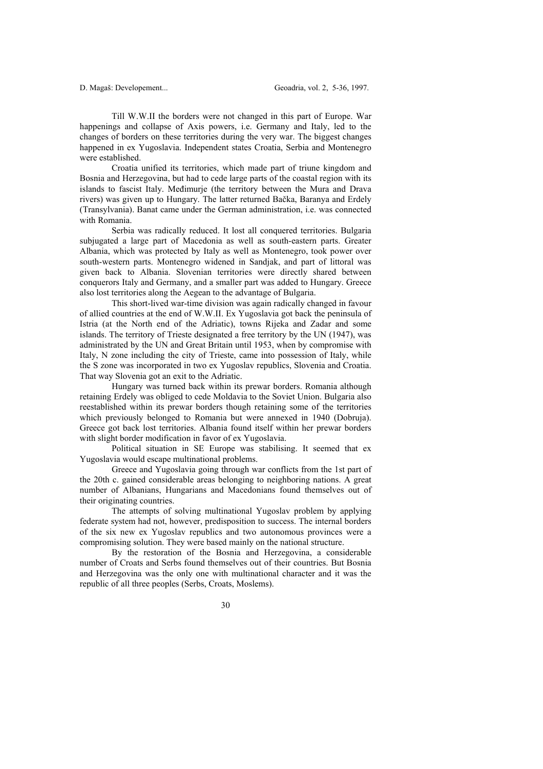Till W.W.II the borders were not changed in this part of Europe. War happenings and collapse of Axis powers, i.e. Germany and Italy, led to the changes of borders on these territories during the very war. The biggest changes happened in ex Yugoslavia. Independent states Croatia, Serbia and Montenegro were established.

Croatia unified its territories, which made part of triune kingdom and Bosnia and Herzegovina, but had to cede large parts of the coastal region with its islands to fascist Italy. Međimurje (the territory between the Mura and Drava rivers) was given up to Hungary. The latter returned Bačka, Baranya and Erdely (Transylvania). Banat came under the German administration, i.e. was connected with Romania.

Serbia was radically reduced. It lost all conquered territories. Bulgaria subjugated a large part of Macedonia as well as south-eastern parts. Greater Albania, which was protected by Italy as well as Montenegro, took power over south-western parts. Montenegro widened in Sandjak, and part of littoral was given back to Albania. Slovenian territories were directly shared between conquerors Italy and Germany, and a smaller part was added to Hungary. Greece also lost territories along the Aegean to the advantage of Bulgaria.

This short-lived war-time division was again radically changed in favour of allied countries at the end of W.W.II. Ex Yugoslavia got back the peninsula of Istria (at the North end of the Adriatic), towns Rijeka and Zadar and some islands. The territory of Trieste designated a free territory by the UN (1947), was administrated by the UN and Great Britain until 1953, when by compromise with Italy, N zone including the city of Trieste, came into possession of Italy, while the S zone was incorporated in two ex Yugoslav republics, Slovenia and Croatia. That way Slovenia got an exit to the Adriatic.

Hungary was turned back within its prewar borders. Romania although retaining Erdely was obliged to cede Moldavia to the Soviet Union. Bulgaria also reestablished within its prewar borders though retaining some of the territories which previously belonged to Romania but were annexed in 1940 (Dobruja). Greece got back lost territories. Albania found itself within her prewar borders with slight border modification in favor of ex Yugoslavia.

Political situation in SE Europe was stabilising. It seemed that ex Yugoslavia would escape multinational problems.

Greece and Yugoslavia going through war conflicts from the 1st part of the 20th c. gained considerable areas belonging to neighboring nations. A great number of Albanians, Hungarians and Macedonians found themselves out of their originating countries.

The attempts of solving multinational Yugoslav problem by applying federate system had not, however, predisposition to success. The internal borders of the six new ex Yugoslav republics and two autonomous provinces were a compromising solution. They were based mainly on the national structure.

By the restoration of the Bosnia and Herzegovina, a considerable number of Croats and Serbs found themselves out of their countries. But Bosnia and Herzegovina was the only one with multinational character and it was the republic of all three peoples (Serbs, Croats, Moslems).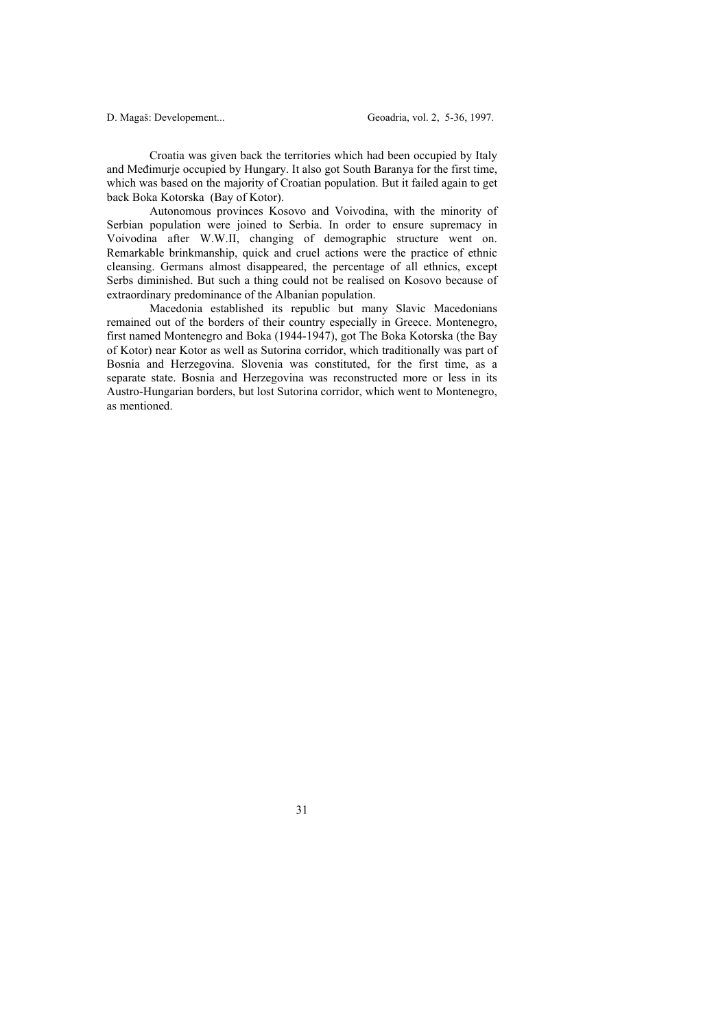Croatia was given back the territories which had been occupied by Italy and Međimurje occupied by Hungary. It also got South Baranya for the first time, which was based on the majority of Croatian population. But it failed again to get back Boka Kotorska (Bay of Kotor).

Autonomous provinces Kosovo and Voivodina, with the minority of Serbian population were joined to Serbia. In order to ensure supremacy in Voivodina after W.W.II, changing of demographic structure went on. Remarkable brinkmanship, quick and cruel actions were the practice of ethnic cleansing. Germans almost disappeared, the percentage of all ethnics, except Serbs diminished. But such a thing could not be realised on Kosovo because of extraordinary predominance of the Albanian population.

Macedonia established its republic but many Slavic Macedonians remained out of the borders of their country especially in Greece. Montenegro, first named Montenegro and Boka (1944-1947), got The Boka Kotorska (the Bay of Kotor) near Kotor as well as Sutorina corridor, which traditionally was part of Bosnia and Herzegovina. Slovenia was constituted, for the first time, as a separate state. Bosnia and Herzegovina was reconstructed more or less in its Austro-Hungarian borders, but lost Sutorina corridor, which went to Montenegro, as mentioned.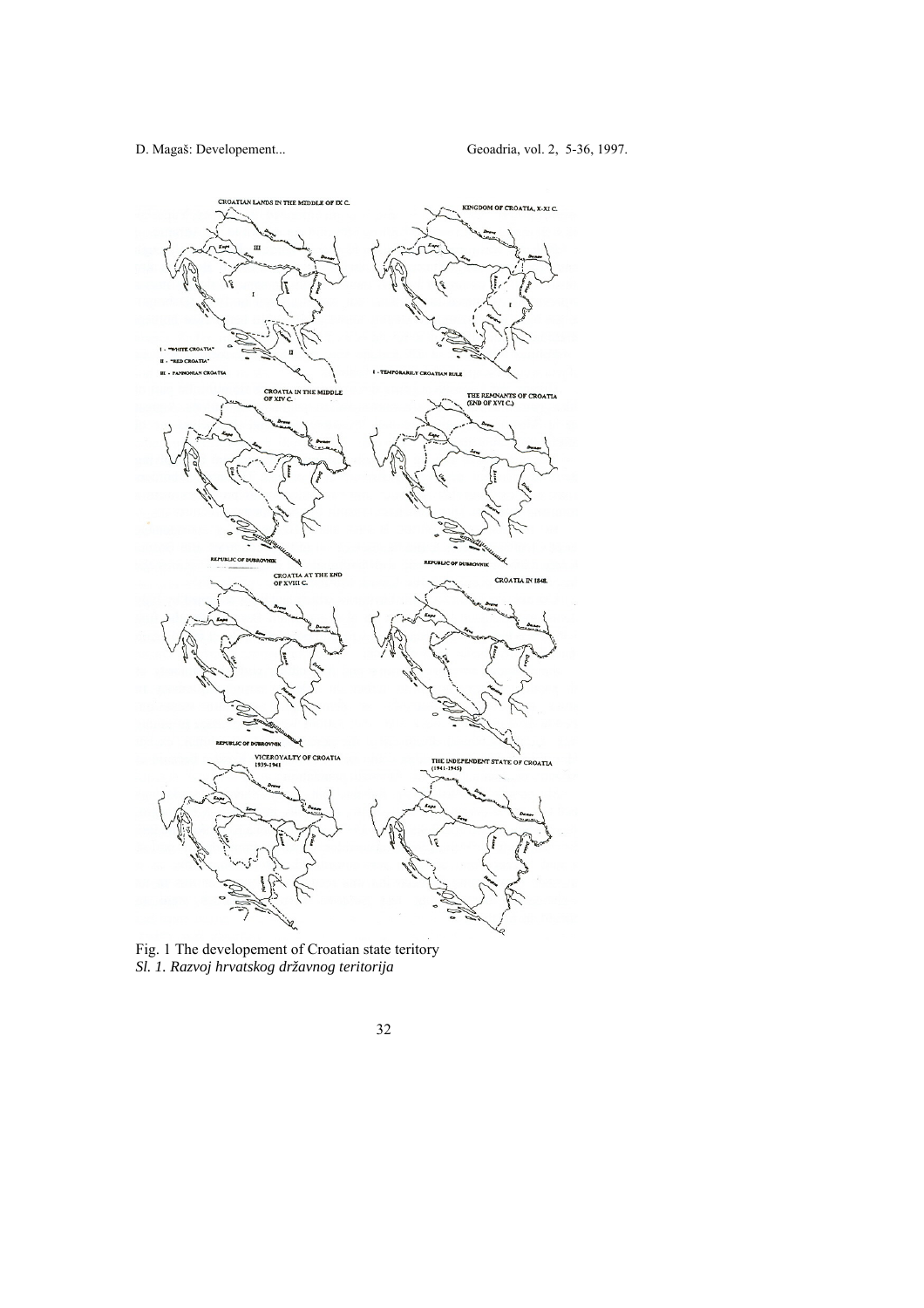Fig. 1 The developement of Croatian state teritory

*Sl. 1. Razvoj hrvatskog državnog teritorija*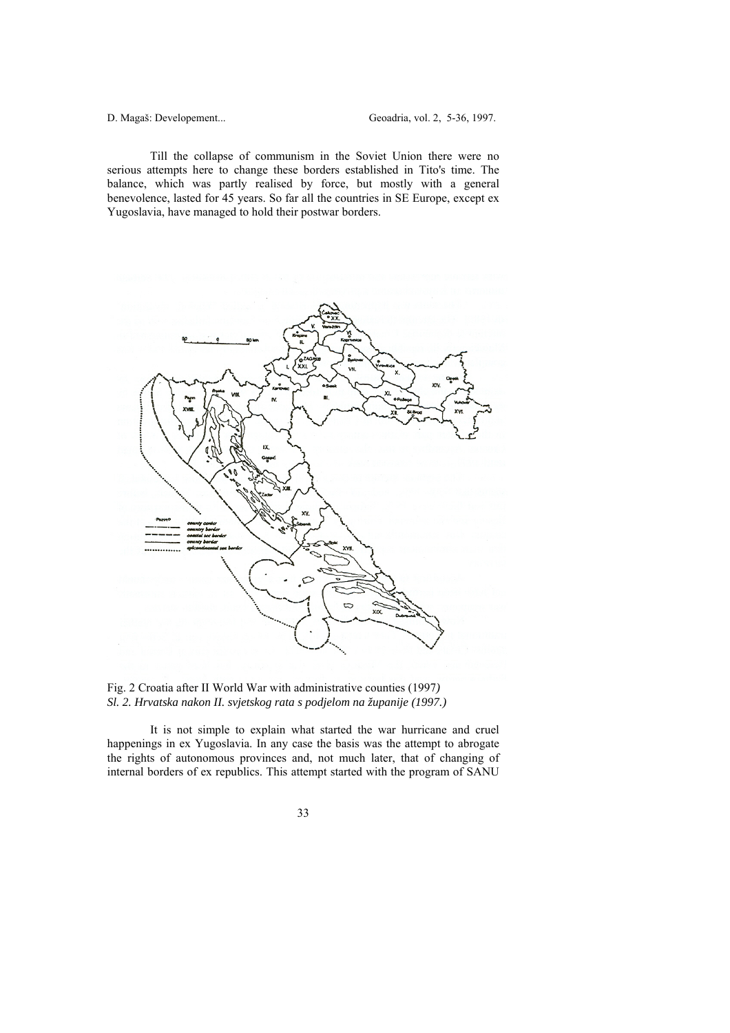Till the collapse of communism in the Soviet Union there were no serious attempts here to change these borders established in Tito's time. The balance, which was partly realised by force, but mostly with a general benevolence, lasted for 45 years. So far all the countries in SE Europe, except ex Yugoslavia, have managed to hold their postwar borders.

Fig. 2 Croatia after II World War with administrative counties (1997)
*Sl. 2. Hrvatska nakon II. svjetskog rata s podjelom na županije (1997.)*

It is not simple to explain what started the war hurricane and cruel happenings in ex Yugoslavia. In any case the basis was the attempt to abrogate the rights of autonomous provinces and, not much later, that of changing of internal borders of ex republics. This attempt started with the program of SANU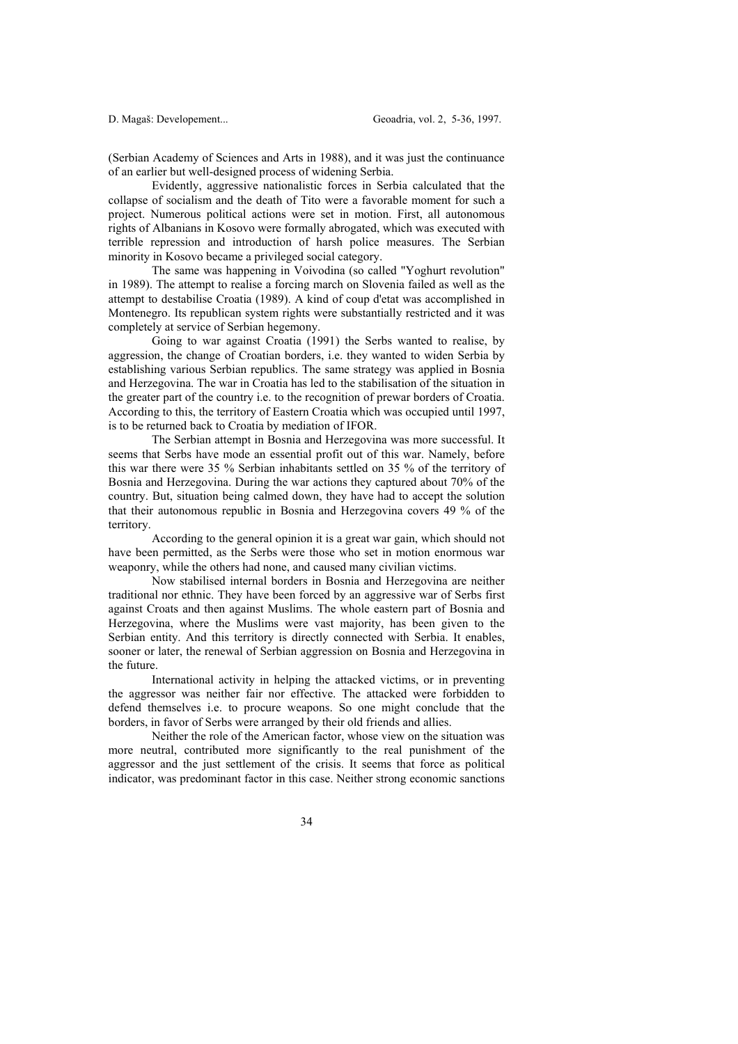(Serbian Academy of Sciences and Arts in 1988), and it was just the continuance of an earlier but well-designed process of widening Serbia.

Evidently, aggressive nationalistic forces in Serbia calculated that the collapse of socialism and the death of Tito were a favorable moment for such a project. Numerous political actions were set in motion. First, all autonomous rights of Albanians in Kosovo were formally abrogated, which was executed with terrible repression and introduction of harsh police measures. The Serbian minority in Kosovo became a privileged social category.

The same was happening in Voivodina (so called "Yoghurt revolution" in 1989). The attempt to realise a forcing march on Slovenia failed as well as the attempt to destabilise Croatia (1989). A kind of coup d'etat was accomplished in Montenegro. Its republican system rights were substantially restricted and it was completely at service of Serbian hegemony.

Going to war against Croatia (1991) the Serbs wanted to realise, by aggression, the change of Croatian borders, i.e. they wanted to widen Serbia by establishing various Serbian republics. The same strategy was applied in Bosnia and Herzegovina. The war in Croatia has led to the stabilisation of the situation in the greater part of the country i.e. to the recognition of prewar borders of Croatia. According to this, the territory of Eastern Croatia which was occupied until 1997, is to be returned back to Croatia by mediation of IFOR.

The Serbian attempt in Bosnia and Herzegovina was more successful. It seems that Serbs have mode an essential profit out of this war. Namely, before this war there were 35 % Serbian inhabitants settled on 35 % of the territory of Bosnia and Herzegovina. During the war actions they captured about 70% of the country. But, situation being calmed down, they have had to accept the solution that their autonomous republic in Bosnia and Herzegovina covers 49 % of the territory.

According to the general opinion it is a great war gain, which should not have been permitted, as the Serbs were those who set in motion enormous war weaponry, while the others had none, and caused many civilian victims.

Now stabilised internal borders in Bosnia and Herzegovina are neither traditional nor ethnic. They have been forced by an aggressive war of Serbs first against Croats and then against Muslims. The whole eastern part of Bosnia and Herzegovina, where the Muslims were vast majority, has been given to the Serbian entity. And this territory is directly connected with Serbia. It enables, sooner or later, the renewal of Serbian aggression on Bosnia and Herzegovina in the future.

International activity in helping the attacked victims, or in preventing the aggressor was neither fair nor effective. The attacked were forbidden to defend themselves i.e. to procure weapons. So one might conclude that the borders, in favor of Serbs were arranged by their old friends and allies.

Neither the role of the American factor, whose view on the situation was more neutral, contributed more significantly to the real punishment of the aggressor and the just settlement of the crisis. It seems that force as political indicator, was predominant factor in this case. Neither strong economic sanctions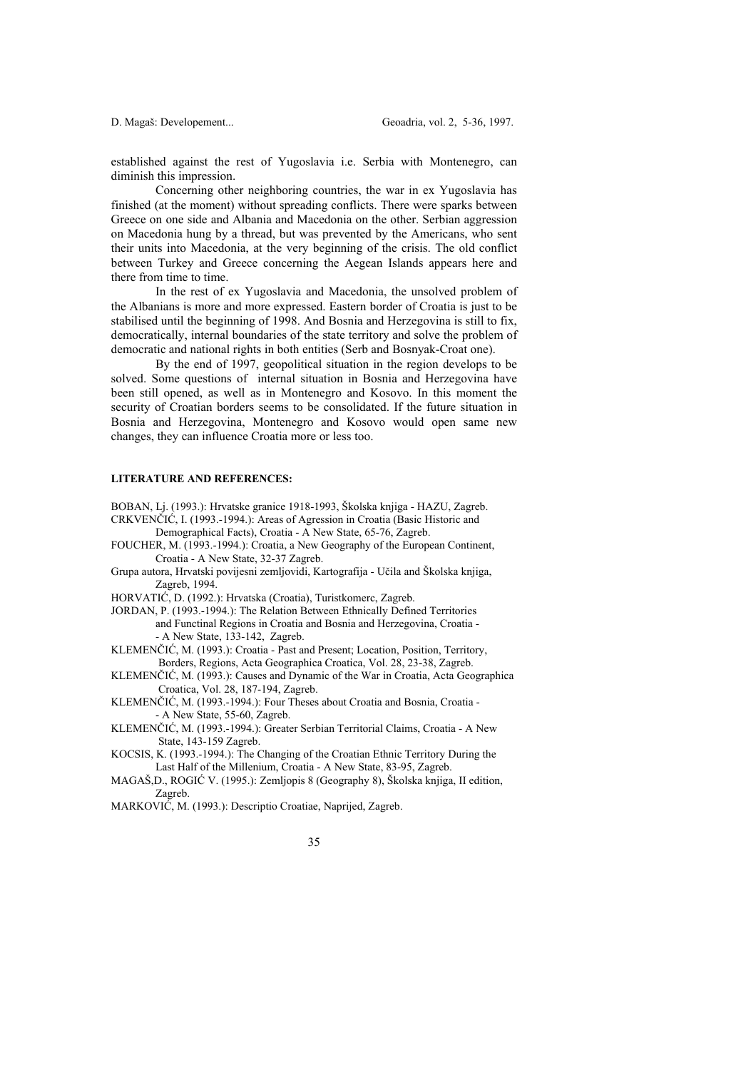established against the rest of Yugoslavia i.e. Serbia with Montenegro, can diminish this impression.

Concerning other neighboring countries, the war in ex Yugoslavia has finished (at the moment) without spreading conflicts. There were sparks between Greece on one side and Albania and Macedonia on the other. Serbian aggression on Macedonia hung by a thread, but was prevented by the Americans, who sent their units into Macedonia, at the very beginning of the crisis. The old conflict between Turkey and Greece concerning the Aegean Islands appears here and there from time to time.

In the rest of ex Yugoslavia and Macedonia, the unsolved problem of the Albanians is more and more expressed. Eastern border of Croatia is just to be stabilised until the beginning of 1998. And Bosnia and Herzegovina is still to fix, democratically, internal boundaries of the state territory and solve the problem of democratic and national rights in both entities (Serb and Bosnyak-Croat one).

By the end of 1997, geopolitical situation in the region develops to be solved. Some questions of internal situation in Bosnia and Herzegovina have been still opened, as well as in Montenegro and Kosovo. In this moment the security of Croatian borders seems to be consolidated. If the future situation in Bosnia and Herzegovina, Montenegro and Kosovo would open same new changes, they can influence Croatia more or less too.

**LITERATURE AND REFERENCES:**

BOBAN, Lj. (1993.): Hrvatske granice 1918-1993, Školska knjiga - HAZU, Zagreb.

CRKVENČIĆ, I. (1993.-1994.): Areas of Agression in Croatia (Basic Historic and Demographical Facts), Croatia - A New State, 65-76, Zagreb.

FOUCHER, M. (1993.-1994.): Croatia, a New Geography of the European Continent, Croatia - A New State, 32-37 Zagreb.

Grupa autora, Hrvatski povijesni zemljovidi, Kartografija - Učila and Školska knjiga, Zagreb, 1994.

HORVATIĆ, D. (1992.): Hrvatska (Croatia), Turistkomerc, Zagreb.

JORDAN, P. (1993.-1994.): The Relation Between Ethnically Defined Territories and Functinal Regions in Croatia and Bosnia and Herzegovina, Croatia - - A New State, 133-142, Zagreb.

KLEMENČIĆ, M. (1993.): Croatia - Past and Present; Location, Position, Territory, Borders, Regions, Acta Geographica Croatica, Vol. 28, 23-38, Zagreb.

KLEMENČIĆ, M. (1993.): Causes and Dynamic of the War in Croatia, Acta Geographica Croatica, Vol. 28, 187-194, Zagreb.

KLEMENČIĆ, M. (1993.-1994.): Four Theses about Croatia and Bosnia, Croatia - - A New State, 55-60, Zagreb.

KLEMENČIĆ, M. (1993.-1994.): Greater Serbian Territorial Claims, Croatia - A New State, 143-159 Zagreb.

KOCSIS, K. (1993.-1994.): The Changing of the Croatian Ethnic Territory During the Last Half of the Millenium, Croatia - A New State, 83-95, Zagreb.

MAGAŠ,D., ROGIĆ V. (1995.): Zemljopis 8 (Geography 8), Školska knjiga, II edition, Zagreb.

MARKOVIĆ, M. (1993.): Descriptio Croatiae, Naprijed, Zagreb.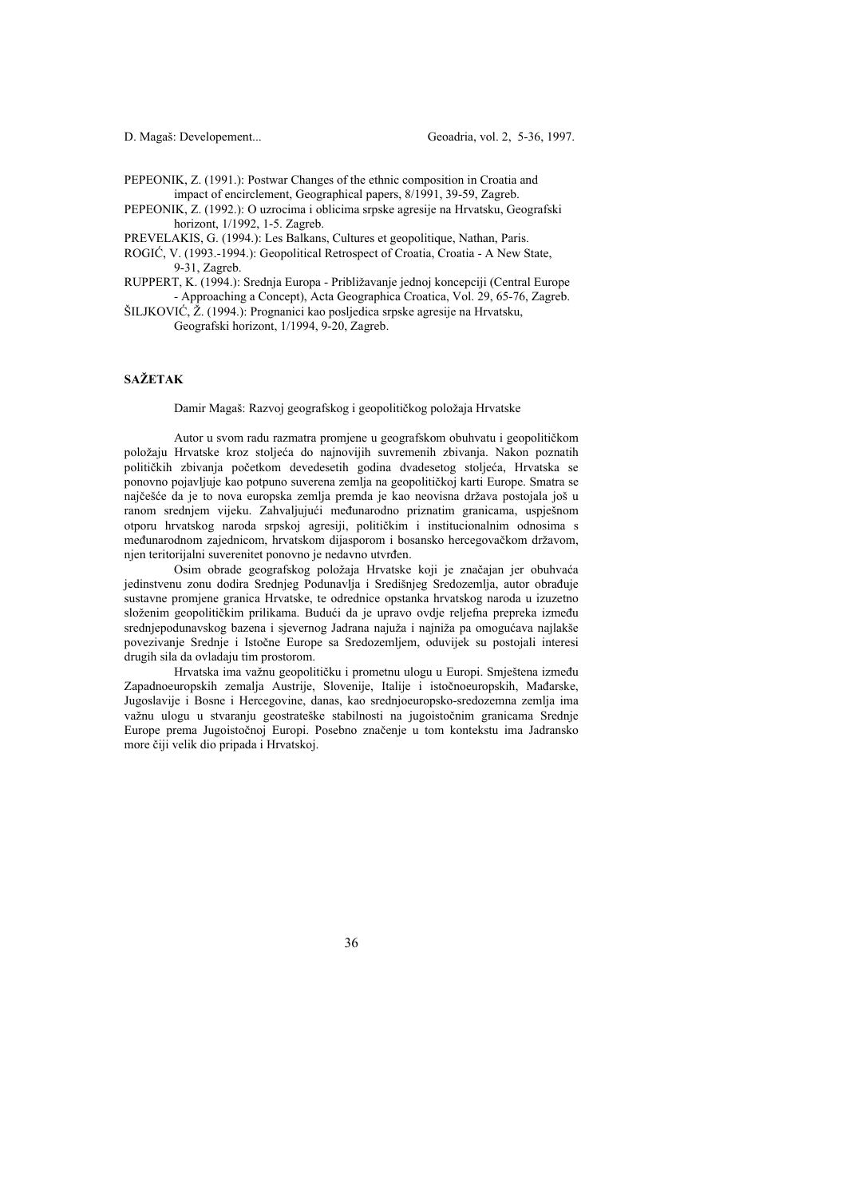PEPEONIK, Z. (1991.): Postwar Changes of the ethnic composition in Croatia and impact of encirclement, Geographical papers, 8/1991, 39-59, Zagreb.

PEPEONIK, Z. (1992.): O uzrocima i oblicima srpske agresije na Hrvatsku, Geografski horizont, 1/1992, 1-5. Zagreb.

PREVELAKIS, G. (1994.): Les Balkans, Cultures et geopolitique, Nathan, Paris.

ROGIĆ, V. (1993.-1994.): Geopolitical Retrospect of Croatia, Croatia - A New State, 9-31, Zagreb.

RUPPERT, K. (1994.): Srednja Europa - Približavanje jednoj koncepciji (Central Europe - Approaching a Concept), Acta Geographica Croatica, Vol. 29, 65-76, Zagreb.

ŠILJKOVIĆ, Ž. (1994.): Prognanici kao posljedica srpske agresije na Hrvatsku, Geografski horizont, 1/1994, 9-20, Zagreb.

## SAŽETAK

Damir Magaš: Razvoj geografskog i geopolitičkog položaja Hrvatske

Autor u svom radu razmatra promjene u geografskom obuhvatu i geopolitičkom položaju Hrvatske kroz stoljeća do najnovijih suvremenih zbivanja. Nakon poznatih političkih zbivanja početkom devedesetih godina dvadesetog stoljeća, Hrvatska se ponovno pojavljuje kao potpuno suverena zemlja na geopolitičkoj karti Europe. Smatra se najčešće da je to nova europska zemlja premda je kao neovisna država postojala još u ranom srednjem vijeku. Zahvaljujući međunarodno priznatim granicama, uspješnom otporu hrvatskog naroda srpskoj agresiji, političkim i institucionalnim odnosima s međunarodnom zajednicom, hrvatskom dijasporom i bosansko hercegovačkom državom, njen teritorijalni suverenitet ponovno je nedavno utvrđen.

Osim obrade geografskog položaja Hrvatske koji je značajan jer obuhvaća jedinstvenu zonu dodira Srednjeg Podunavlja i Središnjeg Sredozemlja, autor obrađuje sustavne promjene granica Hrvatske, te odrednice opstanka hrvatskog naroda u izuzetno složenim geopolitičkim prilikama. Budući da je upravo ovdje reljefna prepreka između srednjepodunavskog bazena i sjevernog Jadrana najuža i najniža pa omogućava najlakše povezivanje Srednje i Istočne Europe sa Sredozemljem, oduvijek su postojali interesi drugih sila da ovladaju tim prostorom.

Hrvatska ima važnu geopolitičku i prometnu ulogu u Europi. Smještena između Zapadnoeuropskih zemalja Austrije, Slovenije, Italije i istočnoeuropskih, Mađarske, Jugoslavije i Bosne i Hercegovine, danas, kao srednjoeuropsko-sredozemna zemlja ima važnu ulogu u stvaranju geostrateške stabilnosti na jugoistočnim granicama Srednje Europe prema Jugoistočnoj Europi. Posebno značenje u tom kontekstu ima Jadransko more čiji velik dio pripada i Hrvatskoj.